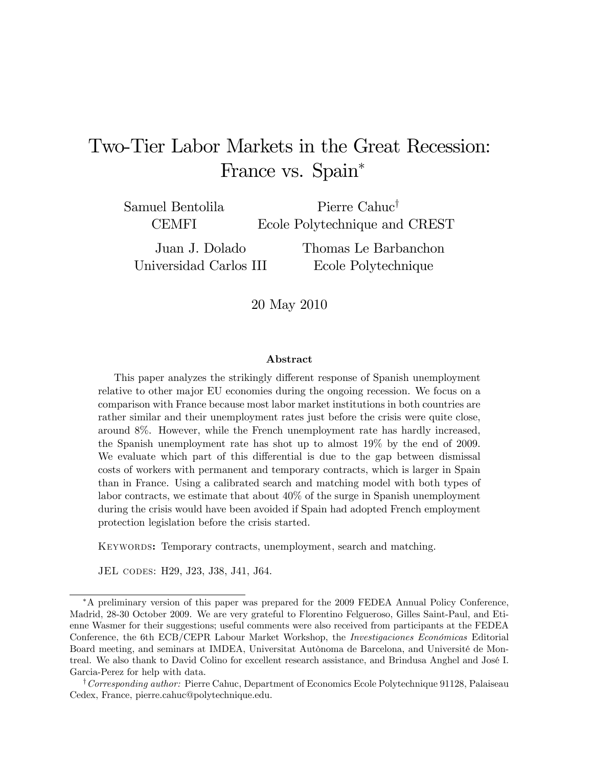# Two-Tier Labor Markets in the Great Recession: France vs. Spain*

Samuel Bentolila
CEMFI

Pierre Cahuc†
Ecole Polytechnique and CREST

Juan J. Dolado
Universidad Carlos III

Thomas Le Barbanchon
Ecole Polytechnique

20 May 2010

### Abstract

This paper analyzes the strikingly different response of Spanish unemployment relative to other major EU economies during the ongoing recession. We focus on a comparison with France because most labor market institutions in both countries are rather similar and their unemployment rates just before the crisis were quite close, around 8%. However, while the French unemployment rate has hardly increased, the Spanish unemployment rate has shot up to almost 19% by the end of 2009. We evaluate which part of this differential is due to the gap between dismissal costs of workers with permanent and temporary contracts, which is larger in Spain than in France. Using a calibrated search and matching model with both types of labor contracts, we estimate that about 40% of the surge in Spanish unemployment during the crisis would have been avoided if Spain had adopted French employment protection legislation before the crisis started.

Keywords: Temporary contracts, unemployment, search and matching.

JEL codes: H29, J23, J38, J41, J64.

---

*A preliminary version of this paper was prepared for the 2009 FEDEA Annual Policy Conference, Madrid, 28-30 October 2009. We are very grateful to Florentino Felgueroso, Gilles Saint-Paul, and Etienne Wasmer for their suggestions; useful comments were also received from participants at the FEDEA Conference, the 6th ECB/CEPR Labour Market Workshop, the *Investigaciones Económicas* Editorial Board meeting, and seminars at IMDEA, Universitat Autònoma de Barcelona, and Université de Montreal. We also thank to David Colino for excellent research assistance, and Brindusa Anghel and José I. Garcia-Perez for help with data.

†*Corresponding author:* Pierre Cahuc, Department of Economics Ecole Polytechnique 91128, Palaiseau Cedex, France, pierre.cahuc@polytechnique.edu.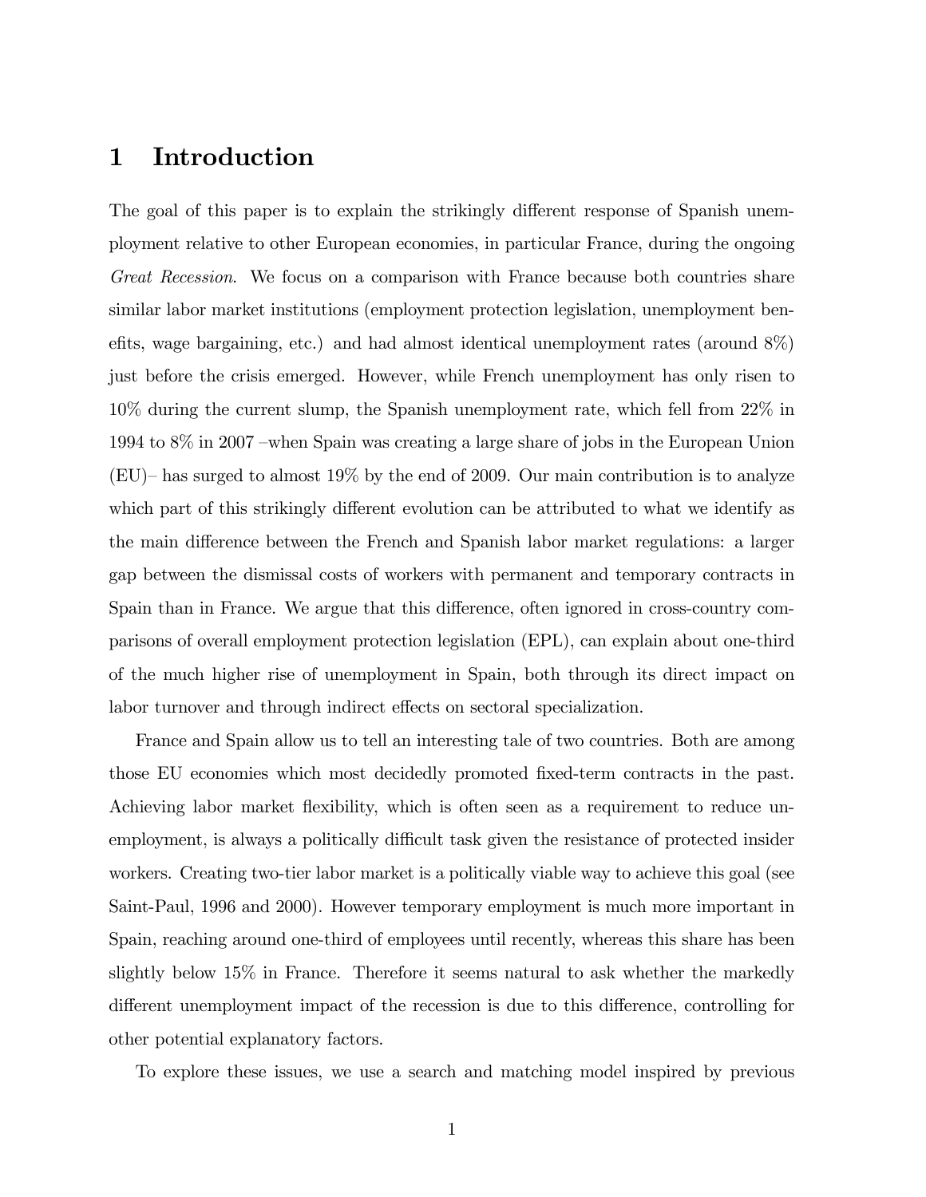# 1 Introduction

The goal of this paper is to explain the strikingly different response of Spanish unemployment relative to other European economies, in particular France, during the ongoing *Great Recession*. We focus on a comparison with France because both countries share similar labor market institutions (employment protection legislation, unemployment benefits, wage bargaining, etc.) and had almost identical unemployment rates (around 8%) just before the crisis emerged. However, while French unemployment has only risen to 10% during the current slump, the Spanish unemployment rate, which fell from 22% in 1994 to 8% in 2007 –when Spain was creating a large share of jobs in the European Union (EU)– has surged to almost 19% by the end of 2009. Our main contribution is to analyze which part of this strikingly different evolution can be attributed to what we identify as the main difference between the French and Spanish labor market regulations: a larger gap between the dismissal costs of workers with permanent and temporary contracts in Spain than in France. We argue that this difference, often ignored in cross-country comparisons of overall employment protection legislation (EPL), can explain about one-third of the much higher rise of unemployment in Spain, both through its direct impact on labor turnover and through indirect effects on sectoral specialization.

France and Spain allow us to tell an interesting tale of two countries. Both are among those EU economies which most decidedly promoted fixed-term contracts in the past. Achieving labor market flexibility, which is often seen as a requirement to reduce unemployment, is always a politically difficult task given the resistance of protected insider workers. Creating two-tier labor market is a politically viable way to achieve this goal (see Saint-Paul, 1996 and 2000). However temporary employment is much more important in Spain, reaching around one-third of employees until recently, whereas this share has been slightly below 15% in France. Therefore it seems natural to ask whether the markedly different unemployment impact of the recession is due to this difference, controlling for other potential explanatory factors.

To explore these issues, we use a search and matching model inspired by previous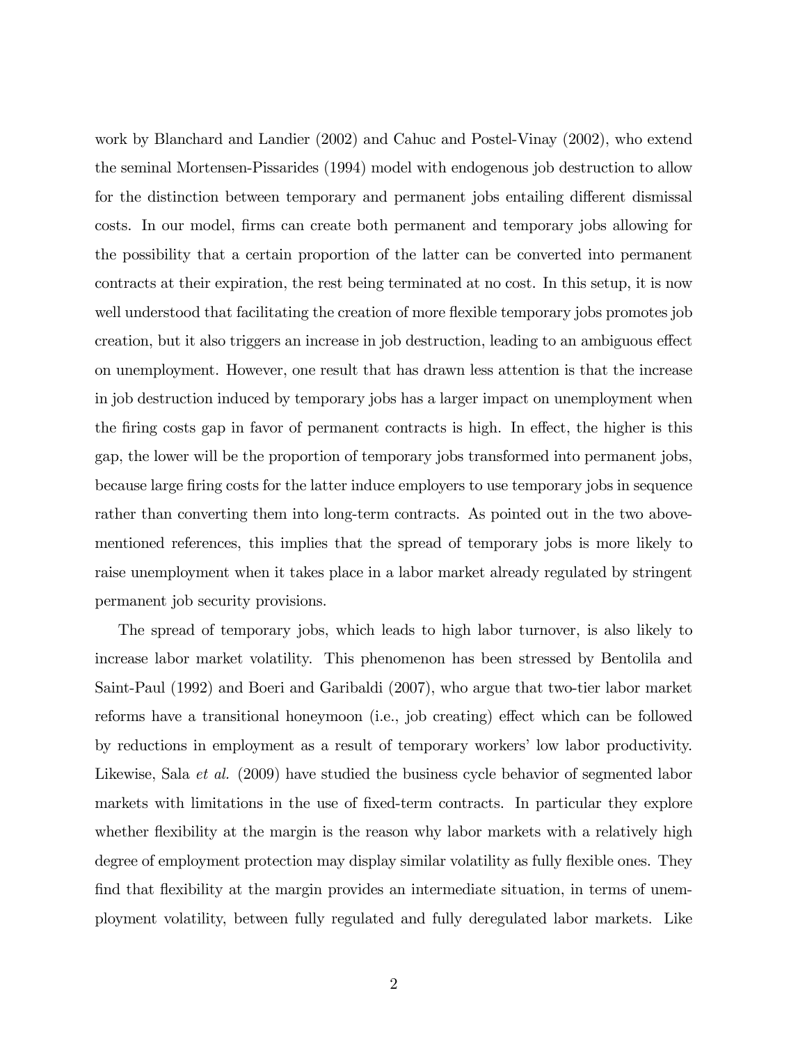work by Blanchard and Landier (2002) and Cahuc and Postel-Vinay (2002), who extend the seminal Mortensen-Pissarides (1994) model with endogenous job destruction to allow for the distinction between temporary and permanent jobs entailing different dismissal costs. In our model, firms can create both permanent and temporary jobs allowing for the possibility that a certain proportion of the latter can be converted into permanent contracts at their expiration, the rest being terminated at no cost. In this setup, it is now well understood that facilitating the creation of more flexible temporary jobs promotes job creation, but it also triggers an increase in job destruction, leading to an ambiguous effect on unemployment. However, one result that has drawn less attention is that the increase in job destruction induced by temporary jobs has a larger impact on unemployment when the firing costs gap in favor of permanent contracts is high. In effect, the higher is this gap, the lower will be the proportion of temporary jobs transformed into permanent jobs, because large firing costs for the latter induce employers to use temporary jobs in sequence rather than converting them into long-term contracts. As pointed out in the two above-mentioned references, this implies that the spread of temporary jobs is more likely to raise unemployment when it takes place in a labor market already regulated by stringent permanent job security provisions.

The spread of temporary jobs, which leads to high labor turnover, is also likely to increase labor market volatility. This phenomenon has been stressed by Bentolila and Saint-Paul (1992) and Boeri and Garibaldi (2007), who argue that two-tier labor market reforms have a transitional honeymoon (i.e., job creating) effect which can be followed by reductions in employment as a result of temporary workers' low labor productivity. Likewise, Sala *et al.* (2009) have studied the business cycle behavior of segmented labor markets with limitations in the use of fixed-term contracts. In particular they explore whether flexibility at the margin is the reason why labor markets with a relatively high degree of employment protection may display similar volatility as fully flexible ones. They find that flexibility at the margin provides an intermediate situation, in terms of unemployment volatility, between fully regulated and fully deregulated labor markets. Like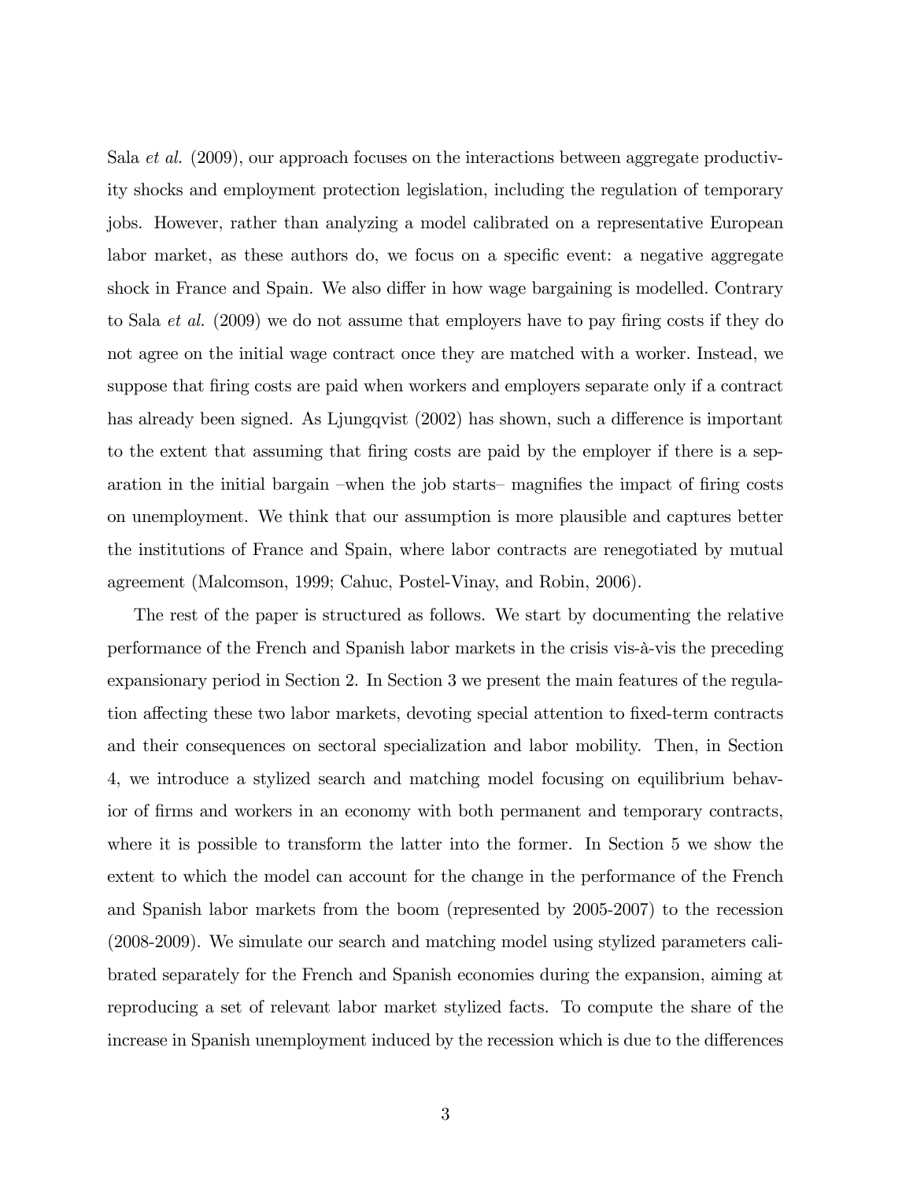Sala *et al.* (2009), our approach focuses on the interactions between aggregate productivity shocks and employment protection legislation, including the regulation of temporary jobs. However, rather than analyzing a model calibrated on a representative European labor market, as these authors do, we focus on a specific event: a negative aggregate shock in France and Spain. We also differ in how wage bargaining is modelled. Contrary to Sala *et al.* (2009) we do not assume that employers have to pay firing costs if they do not agree on the initial wage contract once they are matched with a worker. Instead, we suppose that firing costs are paid when workers and employers separate only if a contract has already been signed. As Ljungqvist (2002) has shown, such a difference is important to the extent that assuming that firing costs are paid by the employer if there is a separation in the initial bargain –when the job starts– magnifies the impact of firing costs on unemployment. We think that our assumption is more plausible and captures better the institutions of France and Spain, where labor contracts are renegotiated by mutual agreement (Malcomson, 1999; Cahuc, Postel-Vinay, and Robin, 2006).

The rest of the paper is structured as follows. We start by documenting the relative performance of the French and Spanish labor markets in the crisis vis-à-vis the preceding expansionary period in Section 2. In Section 3 we present the main features of the regulation affecting these two labor markets, devoting special attention to fixed-term contracts and their consequences on sectoral specialization and labor mobility. Then, in Section 4, we introduce a stylized search and matching model focusing on equilibrium behavior of firms and workers in an economy with both permanent and temporary contracts, where it is possible to transform the latter into the former. In Section 5 we show the extent to which the model can account for the change in the performance of the French and Spanish labor markets from the boom (represented by 2005-2007) to the recession (2008-2009). We simulate our search and matching model using stylized parameters calibrated separately for the French and Spanish economies during the expansion, aiming at reproducing a set of relevant labor market stylized facts. To compute the share of the increase in Spanish unemployment induced by the recession which is due to the differences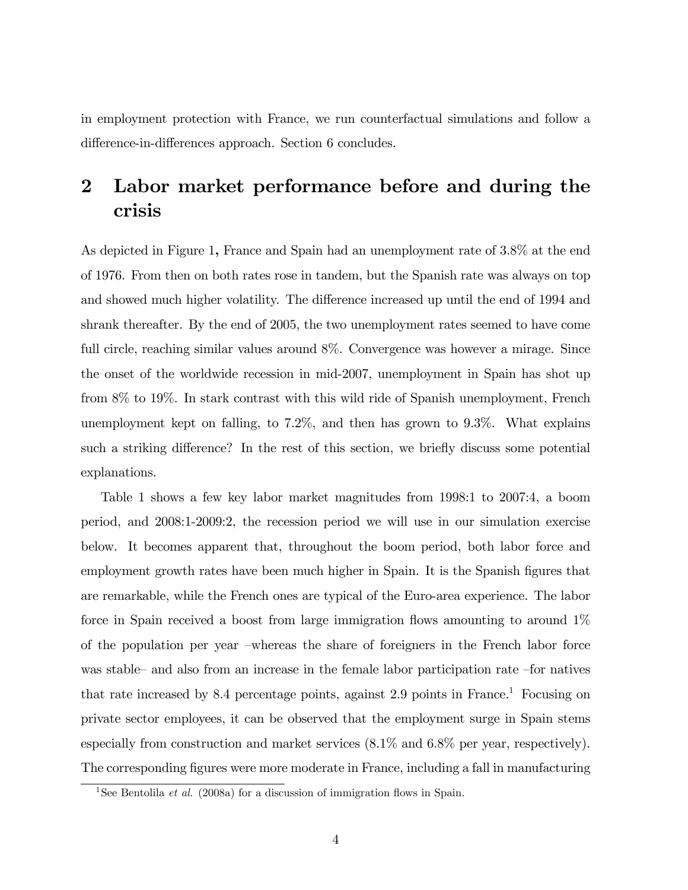in employment protection with France, we run counterfactual simulations and follow a difference-in-differences approach. Section 6 concludes.

## 2 Labor market performance before and during the crisis

As depicted in Figure 1**,** France and Spain had an unemployment rate of 3.8% at the end of 1976. From then on both rates rose in tandem, but the Spanish rate was always on top and showed much higher volatility. The difference increased up until the end of 1994 and shrank thereafter. By the end of 2005, the two unemployment rates seemed to have come full circle, reaching similar values around 8%. Convergence was however a mirage. Since the onset of the worldwide recession in mid-2007, unemployment in Spain has shot up from 8% to 19%. In stark contrast with this wild ride of Spanish unemployment, French unemployment kept on falling, to 7.2%, and then has grown to 9.3%. What explains such a striking difference? In the rest of this section, we briefly discuss some potential explanations.

Table 1 shows a few key labor market magnitudes from 1998:1 to 2007:4, a boom period, and 2008:1-2009:2, the recession period we will use in our simulation exercise below. It becomes apparent that, throughout the boom period, both labor force and employment growth rates have been much higher in Spain. It is the Spanish figures that are remarkable, while the French ones are typical of the Euro-area experience. The labor force in Spain received a boost from large immigration flows amounting to around 1% of the population per year –whereas the share of foreigners in the French labor force was stable– and also from an increase in the female labor participation rate –for natives that rate increased by 8.4 percentage points, against 2.9 points in France.[1] Focusing on private sector employees, it can be observed that the employment surge in Spain stems especially from construction and market services (8.1% and 6.8% per year, respectively). The corresponding figures were more moderate in France, including a fall in manufacturing

[1] See Bentolila *et al.* (2008a) for a discussion of immigration flows in Spain.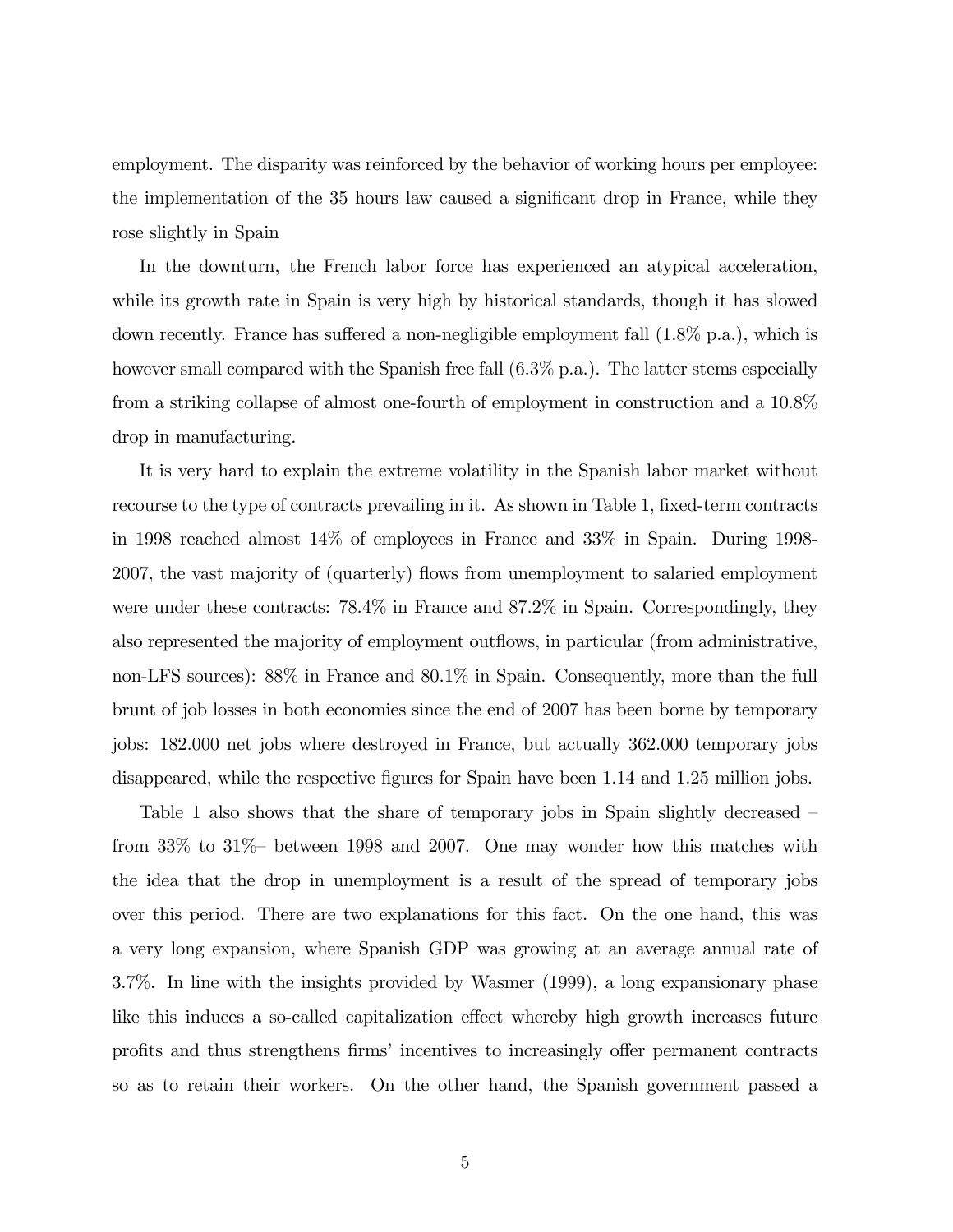employment. The disparity was reinforced by the behavior of working hours per employee: the implementation of the 35 hours law caused a significant drop in France, while they rose slightly in Spain

In the downturn, the French labor force has experienced an atypical acceleration, while its growth rate in Spain is very high by historical standards, though it has slowed down recently. France has suffered a non-negligible employment fall (1.8% p.a.), which is however small compared with the Spanish free fall (6.3% p.a.). The latter stems especially from a striking collapse of almost one-fourth of employment in construction and a 10.8% drop in manufacturing.

It is very hard to explain the extreme volatility in the Spanish labor market without recourse to the type of contracts prevailing in it. As shown in Table 1, fixed-term contracts in 1998 reached almost 14% of employees in France and 33% in Spain. During 1998-2007, the vast majority of (quarterly) flows from unemployment to salaried employment were under these contracts: 78.4% in France and 87.2% in Spain. Correspondingly, they also represented the majority of employment outflows, in particular (from administrative, non-LFS sources): 88% in France and 80.1% in Spain. Consequently, more than the full brunt of job losses in both economies since the end of 2007 has been borne by temporary jobs: 182.000 net jobs where destroyed in France, but actually 362.000 temporary jobs disappeared, while the respective figures for Spain have been 1.14 and 1.25 million jobs.

Table 1 also shows that the share of temporary jobs in Spain slightly decreased – from 33% to 31%– between 1998 and 2007. One may wonder how this matches with the idea that the drop in unemployment is a result of the spread of temporary jobs over this period. There are two explanations for this fact. On the one hand, this was a very long expansion, where Spanish GDP was growing at an average annual rate of 3.7%. In line with the insights provided by Wasmer (1999), a long expansionary phase like this induces a so-called capitalization effect whereby high growth increases future profits and thus strengthens firms' incentives to increasingly offer permanent contracts so as to retain their workers. On the other hand, the Spanish government passed a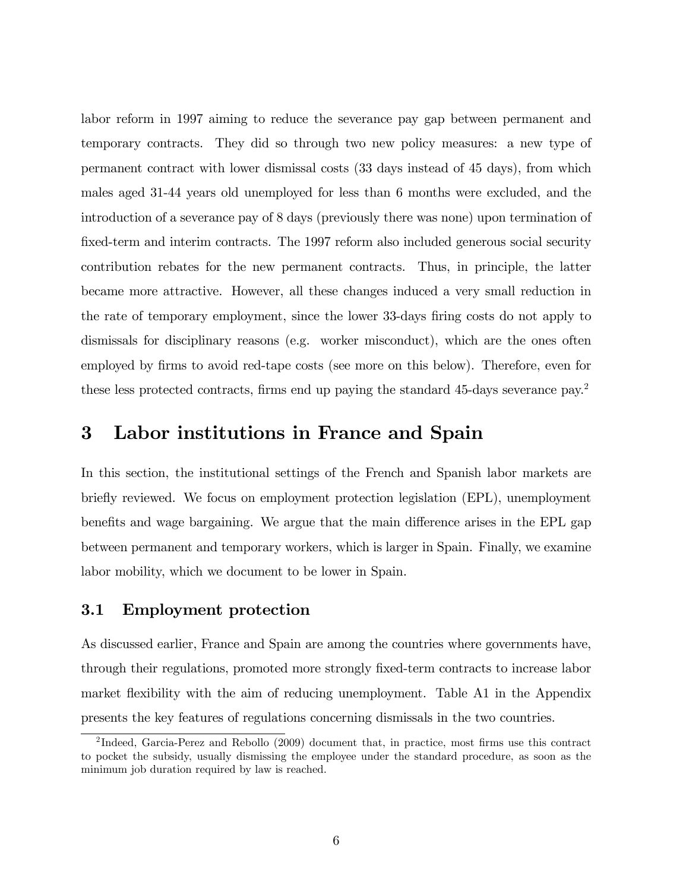labor reform in 1997 aiming to reduce the severance pay gap between permanent and temporary contracts. They did so through two new policy measures: a new type of permanent contract with lower dismissal costs (33 days instead of 45 days), from which males aged 31-44 years old unemployed for less than 6 months were excluded, and the introduction of a severance pay of 8 days (previously there was none) upon termination of fixed-term and interim contracts. The 1997 reform also included generous social security contribution rebates for the new permanent contracts. Thus, in principle, the latter became more attractive. However, all these changes induced a very small reduction in the rate of temporary employment, since the lower 33-days firing costs do not apply to dismissals for disciplinary reasons (e.g. worker misconduct), which are the ones often employed by firms to avoid red-tape costs (see more on this below). Therefore, even for these less protected contracts, firms end up paying the standard 45-days severance pay.[2]

# 3 Labor institutions in France and Spain

In this section, the institutional settings of the French and Spanish labor markets are briefly reviewed. We focus on employment protection legislation (EPL), unemployment benefits and wage bargaining. We argue that the main difference arises in the EPL gap between permanent and temporary workers, which is larger in Spain. Finally, we examine labor mobility, which we document to be lower in Spain.

## 3.1 Employment protection

As discussed earlier, France and Spain are among the countries where governments have, through their regulations, promoted more strongly fixed-term contracts to increase labor market flexibility with the aim of reducing unemployment. Table A1 in the Appendix presents the key features of regulations concerning dismissals in the two countries.

[2] Indeed, Garcia-Perez and Rebollo (2009) document that, in practice, most firms use this contract to pocket the subsidy, usually dismissing the employee under the standard procedure, as soon as the minimum job duration required by law is reached.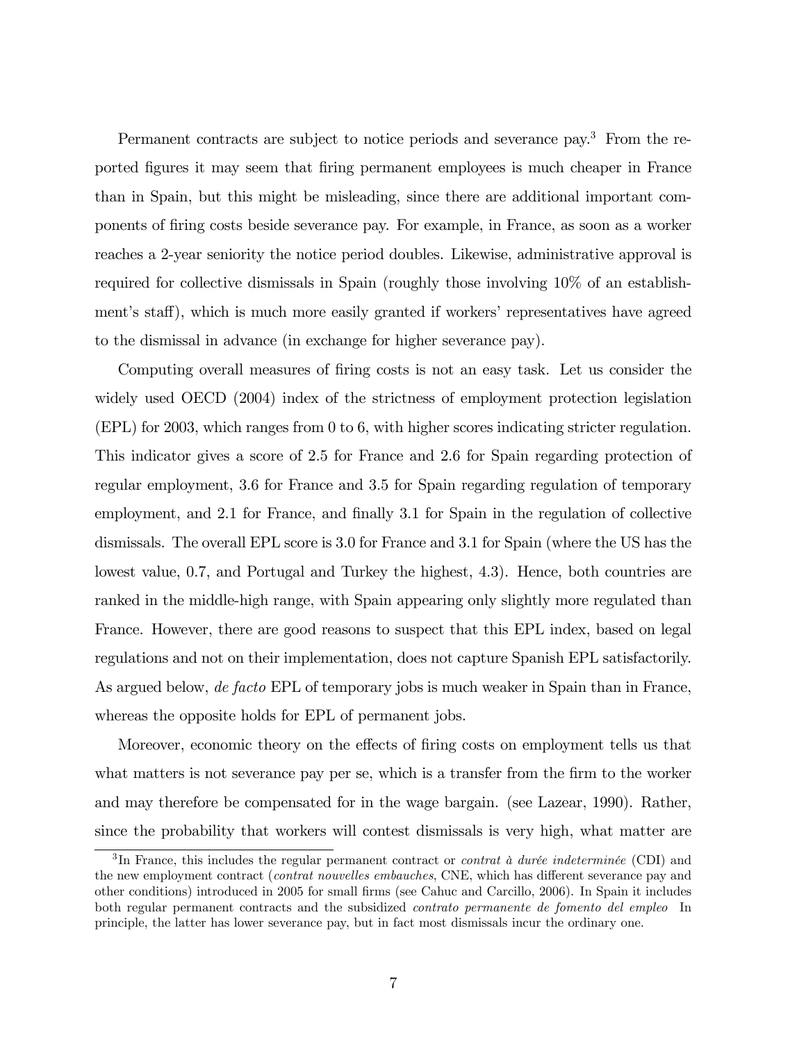Permanent contracts are subject to notice periods and severance pay.[3] From the reported figures it may seem that firing permanent employees is much cheaper in France than in Spain, but this might be misleading, since there are additional important components of firing costs beside severance pay. For example, in France, as soon as a worker reaches a 2-year seniority the notice period doubles. Likewise, administrative approval is required for collective dismissals in Spain (roughly those involving 10% of an establishment's staff), which is much more easily granted if workers' representatives have agreed to the dismissal in advance (in exchange for higher severance pay).

Computing overall measures of firing costs is not an easy task. Let us consider the widely used OECD (2004) index of the strictness of employment protection legislation (EPL) for 2003, which ranges from 0 to 6, with higher scores indicating stricter regulation. This indicator gives a score of 2.5 for France and 2.6 for Spain regarding protection of regular employment, 3.6 for France and 3.5 for Spain regarding regulation of temporary employment, and 2.1 for France, and finally 3.1 for Spain in the regulation of collective dismissals. The overall EPL score is 3.0 for France and 3.1 for Spain (where the US has the lowest value, 0.7, and Portugal and Turkey the highest, 4.3). Hence, both countries are ranked in the middle-high range, with Spain appearing only slightly more regulated than France. However, there are good reasons to suspect that this EPL index, based on legal regulations and not on their implementation, does not capture Spanish EPL satisfactorily. As argued below, *de facto* EPL of temporary jobs is much weaker in Spain than in France, whereas the opposite holds for EPL of permanent jobs.

Moreover, economic theory on the effects of firing costs on employment tells us that what matters is not severance pay per se, which is a transfer from the firm to the worker and may therefore be compensated for in the wage bargain. (see Lazear, 1990). Rather, since the probability that workers will contest dismissals is very high, what matter are

[3] In France, this includes the regular permanent contract or *contrat à durée indeterminée* (CDI) and the new employment contract (*contrat nouvelles embauches*, CNE, which has different severance pay and other conditions) introduced in 2005 for small firms (see Cahuc and Carcillo, 2006). In Spain it includes both regular permanent contracts and the subsidized *contrato permanente de fomento del empleo* In principle, the latter has lower severance pay, but in fact most dismissals incur the ordinary one.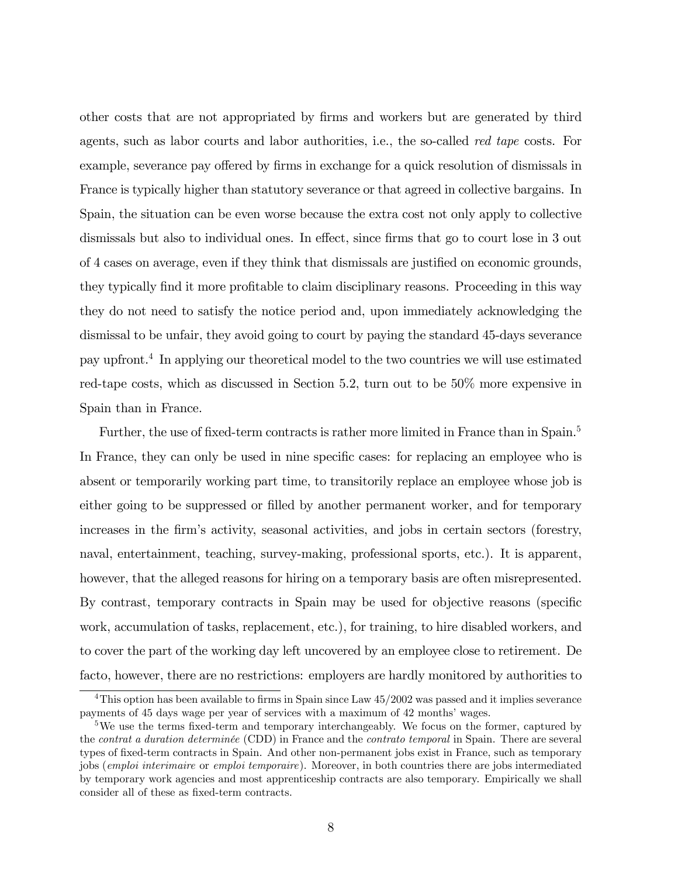other costs that are not appropriated by firms and workers but are generated by third agents, such as labor courts and labor authorities, i.e., the so-called *red tape* costs. For example, severance pay offered by firms in exchange for a quick resolution of dismissals in France is typically higher than statutory severance or that agreed in collective bargains. In Spain, the situation can be even worse because the extra cost not only apply to collective dismissals but also to individual ones. In effect, since firms that go to court lose in 3 out of 4 cases on average, even if they think that dismissals are justified on economic grounds, they typically find it more profitable to claim disciplinary reasons. Proceeding in this way they do not need to satisfy the notice period and, upon immediately acknowledging the dismissal to be unfair, they avoid going to court by paying the standard 45-days severance pay upfront.[4] In applying our theoretical model to the two countries we will use estimated red-tape costs, which as discussed in Section 5.2, turn out to be 50% more expensive in Spain than in France.

Further, the use of fixed-term contracts is rather more limited in France than in Spain.[5] In France, they can only be used in nine specific cases: for replacing an employee who is absent or temporarily working part time, to transitorily replace an employee whose job is either going to be suppressed or filled by another permanent worker, and for temporary increases in the firm's activity, seasonal activities, and jobs in certain sectors (forestry, naval, entertainment, teaching, survey-making, professional sports, etc.). It is apparent, however, that the alleged reasons for hiring on a temporary basis are often misrepresented. By contrast, temporary contracts in Spain may be used for objective reasons (specific work, accumulation of tasks, replacement, etc.), for training, to hire disabled workers, and to cover the part of the working day left uncovered by an employee close to retirement. De facto, however, there are no restrictions: employers are hardly monitored by authorities to

[4] This option has been available to firms in Spain since Law 45/2002 was passed and it implies severance payments of 45 days wage per year of services with a maximum of 42 months' wages.

[5] We use the terms fixed-term and temporary interchangeably. We focus on the former, captured by the *contrat a duration determinée* (CDD) in France and the *contrato temporal* in Spain. There are several types of fixed-term contracts in Spain. And other non-permanent jobs exist in France, such as temporary jobs (*emploi interimaire* or *emploi temporaire*). Moreover, in both countries there are jobs intermediated by temporary work agencies and most apprenticeship contracts are also temporary. Empirically we shall consider all of these as fixed-term contracts.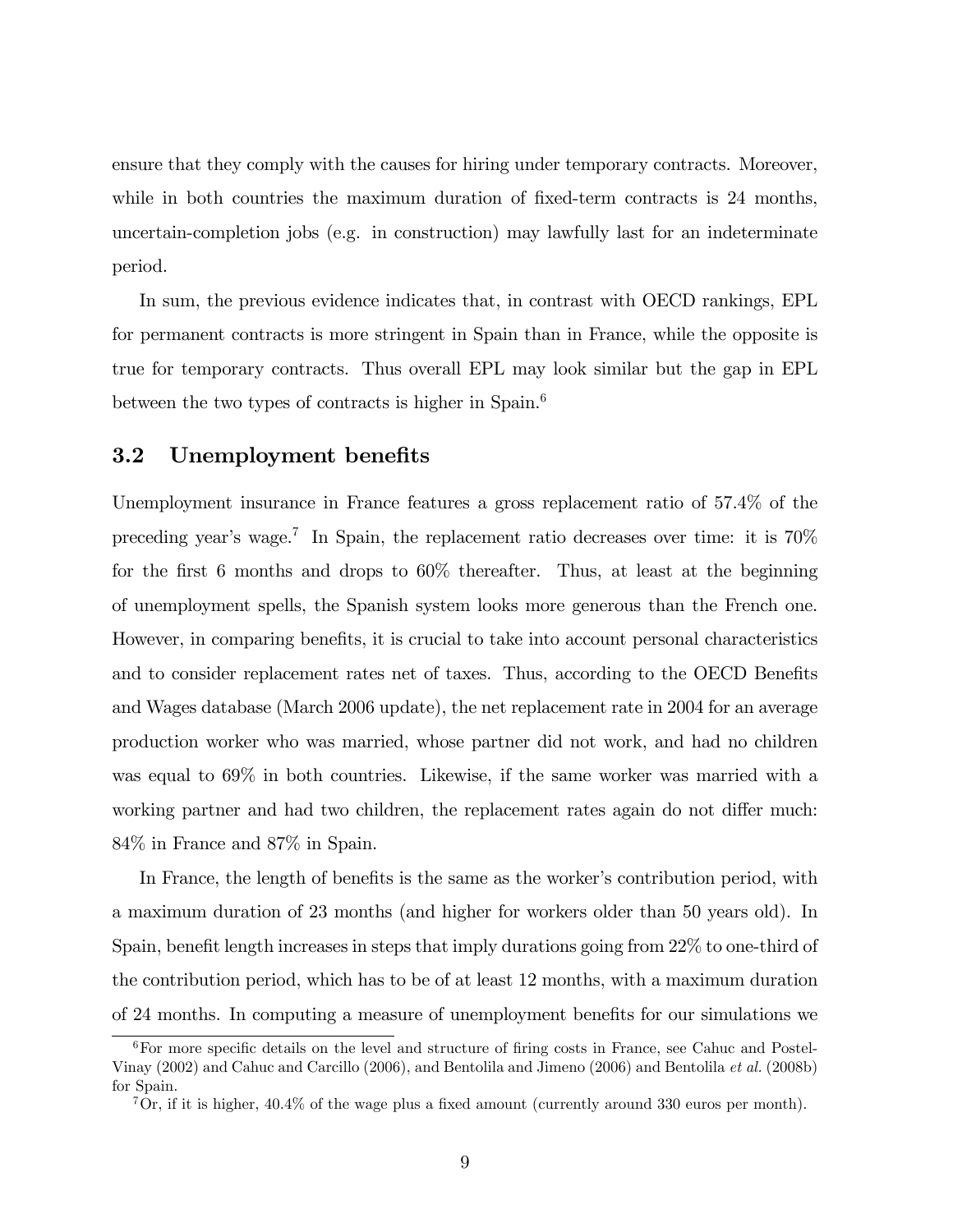ensure that they comply with the causes for hiring under temporary contracts. Moreover, while in both countries the maximum duration of fixed-term contracts is 24 months, uncertain-completion jobs (e.g. in construction) may lawfully last for an indeterminate period.

In sum, the previous evidence indicates that, in contrast with OECD rankings, EPL for permanent contracts is more stringent in Spain than in France, while the opposite is true for temporary contracts. Thus overall EPL may look similar but the gap in EPL between the two types of contracts is higher in Spain.[6]

## 3.2 Unemployment benefits

Unemployment insurance in France features a gross replacement ratio of 57.4% of the preceding year's wage.[7] In Spain, the replacement ratio decreases over time: it is 70% for the first 6 months and drops to 60% thereafter. Thus, at least at the beginning of unemployment spells, the Spanish system looks more generous than the French one. However, in comparing benefits, it is crucial to take into account personal characteristics and to consider replacement rates net of taxes. Thus, according to the OECD Benefits and Wages database (March 2006 update), the net replacement rate in 2004 for an average production worker who was married, whose partner did not work, and had no children was equal to 69% in both countries. Likewise, if the same worker was married with a working partner and had two children, the replacement rates again do not differ much: 84% in France and 87% in Spain.

In France, the length of benefits is the same as the worker's contribution period, with a maximum duration of 23 months (and higher for workers older than 50 years old). In Spain, benefit length increases in steps that imply durations going from 22% to one-third of the contribution period, which has to be of at least 12 months, with a maximum duration of 24 months. In computing a measure of unemployment benefits for our simulations we

[6] For more specific details on the level and structure of firing costs in France, see Cahuc and Postel-Vinay (2002) and Cahuc and Carcillo (2006), and Bentolila and Jimeno (2006) and Bentolila *et al.* (2008b) for Spain.

[7] Or, if it is higher, 40.4% of the wage plus a fixed amount (currently around 330 euros per month).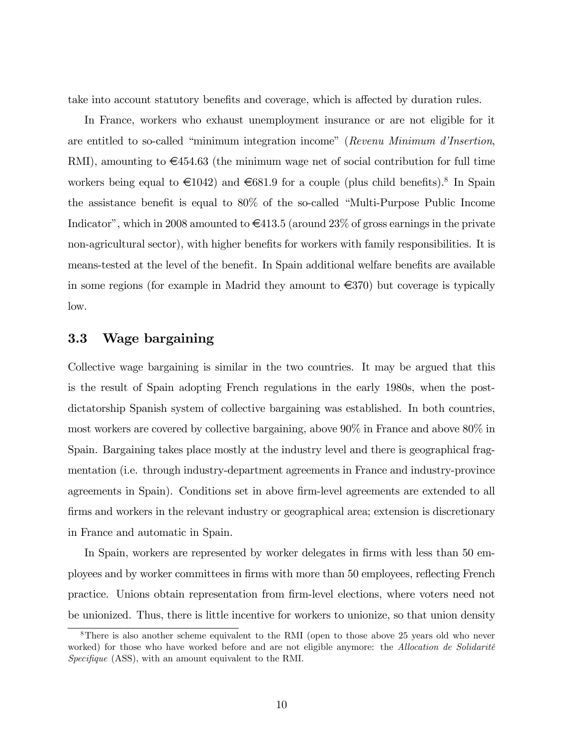take into account statutory benefits and coverage, which is affected by duration rules.

In France, workers who exhaust unemployment insurance or are not eligible for it are entitled to so-called "minimum integration income" (*Revenu Minimum d'Insertion*, RMI), amounting to €454.63 (the minimum wage net of social contribution for full time workers being equal to €1042) and €681.9 for a couple (plus child benefits).[8] In Spain the assistance benefit is equal to 80% of the so-called "Multi-Purpose Public Income Indicator", which in 2008 amounted to €413.5 (around 23% of gross earnings in the private non-agricultural sector), with higher benefits for workers with family responsibilities. It is means-tested at the level of the benefit. In Spain additional welfare benefits are available in some regions (for example in Madrid they amount to €370) but coverage is typically low.

### 3.3 Wage bargaining

Collective wage bargaining is similar in the two countries. It may be argued that this is the result of Spain adopting French regulations in the early 1980s, when the post-dictatorship Spanish system of collective bargaining was established. In both countries, most workers are covered by collective bargaining, above 90% in France and above 80% in Spain. Bargaining takes place mostly at the industry level and there is geographical fragmentation (i.e. through industry-department agreements in France and industry-province agreements in Spain). Conditions set in above firm-level agreements are extended to all firms and workers in the relevant industry or geographical area; extension is discretionary in France and automatic in Spain.

In Spain, workers are represented by worker delegates in firms with less than 50 employees and by worker committees in firms with more than 50 employees, reflecting French practice. Unions obtain representation from firm-level elections, where voters need not be unionized. Thus, there is little incentive for workers to unionize, so that union density

[8] There is also another scheme equivalent to the RMI (open to those above 25 years old who never worked) for those who have worked before and are not eligible anymore: the *Allocation de Solidarité Specifique* (ASS), with an amount equivalent to the RMI.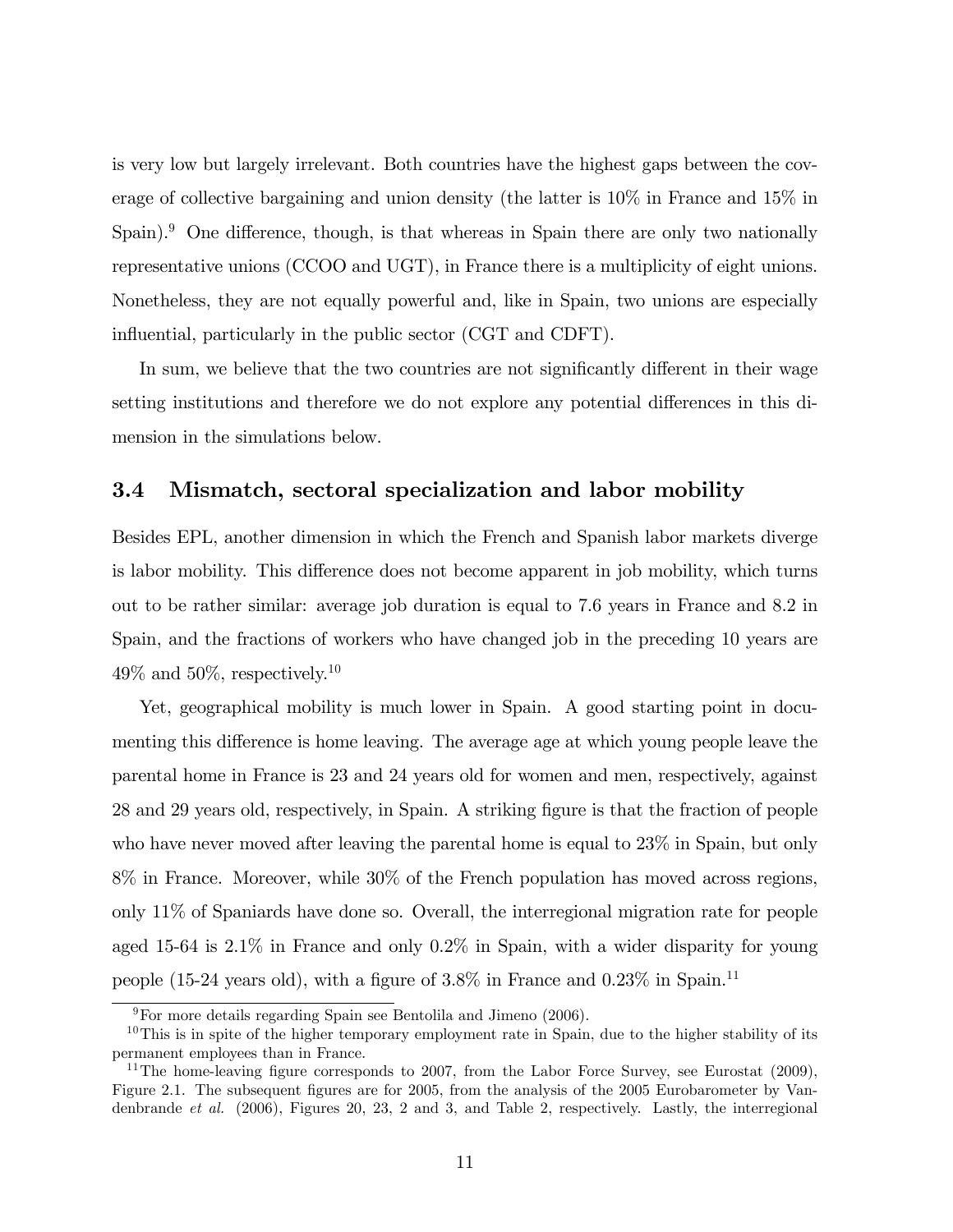is very low but largely irrelevant. Both countries have the highest gaps between the coverage of collective bargaining and union density (the latter is 10% in France and 15% in Spain).[9] One difference, though, is that whereas in Spain there are only two nationally representative unions (CCOO and UGT), in France there is a multiplicity of eight unions. Nonetheless, they are not equally powerful and, like in Spain, two unions are especially influential, particularly in the public sector (CGT and CDFT).

In sum, we believe that the two countries are not significantly different in their wage setting institutions and therefore we do not explore any potential differences in this dimension in the simulations below.

### 3.4 Mismatch, sectoral specialization and labor mobility

Besides EPL, another dimension in which the French and Spanish labor markets diverge is labor mobility. This difference does not become apparent in job mobility, which turns out to be rather similar: average job duration is equal to 7.6 years in France and 8.2 in Spain, and the fractions of workers who have changed job in the preceding 10 years are 49% and 50%, respectively.[10]

Yet, geographical mobility is much lower in Spain. A good starting point in documenting this difference is home leaving. The average age at which young people leave the parental home in France is 23 and 24 years old for women and men, respectively, against 28 and 29 years old, respectively, in Spain. A striking figure is that the fraction of people who have never moved after leaving the parental home is equal to 23% in Spain, but only 8% in France. Moreover, while 30% of the French population has moved across regions, only 11% of Spaniards have done so. Overall, the interregional migration rate for people aged 15-64 is 2.1% in France and only 0.2% in Spain, with a wider disparity for young people (15-24 years old), with a figure of 3.8% in France and 0.23% in Spain.[11]

[9] For more details regarding Spain see Bentolila and Jimeno (2006).

[10] This is in spite of the higher temporary employment rate in Spain, due to the higher stability of its permanent employees than in France.

[11] The home-leaving figure corresponds to 2007, from the Labor Force Survey, see Eurostat (2009), Figure 2.1. The subsequent figures are for 2005, from the analysis of the 2005 Eurobarometer by Vandenbrande *et al.* (2006), Figures 20, 23, 2 and 3, and Table 2, respectively. Lastly, the interregional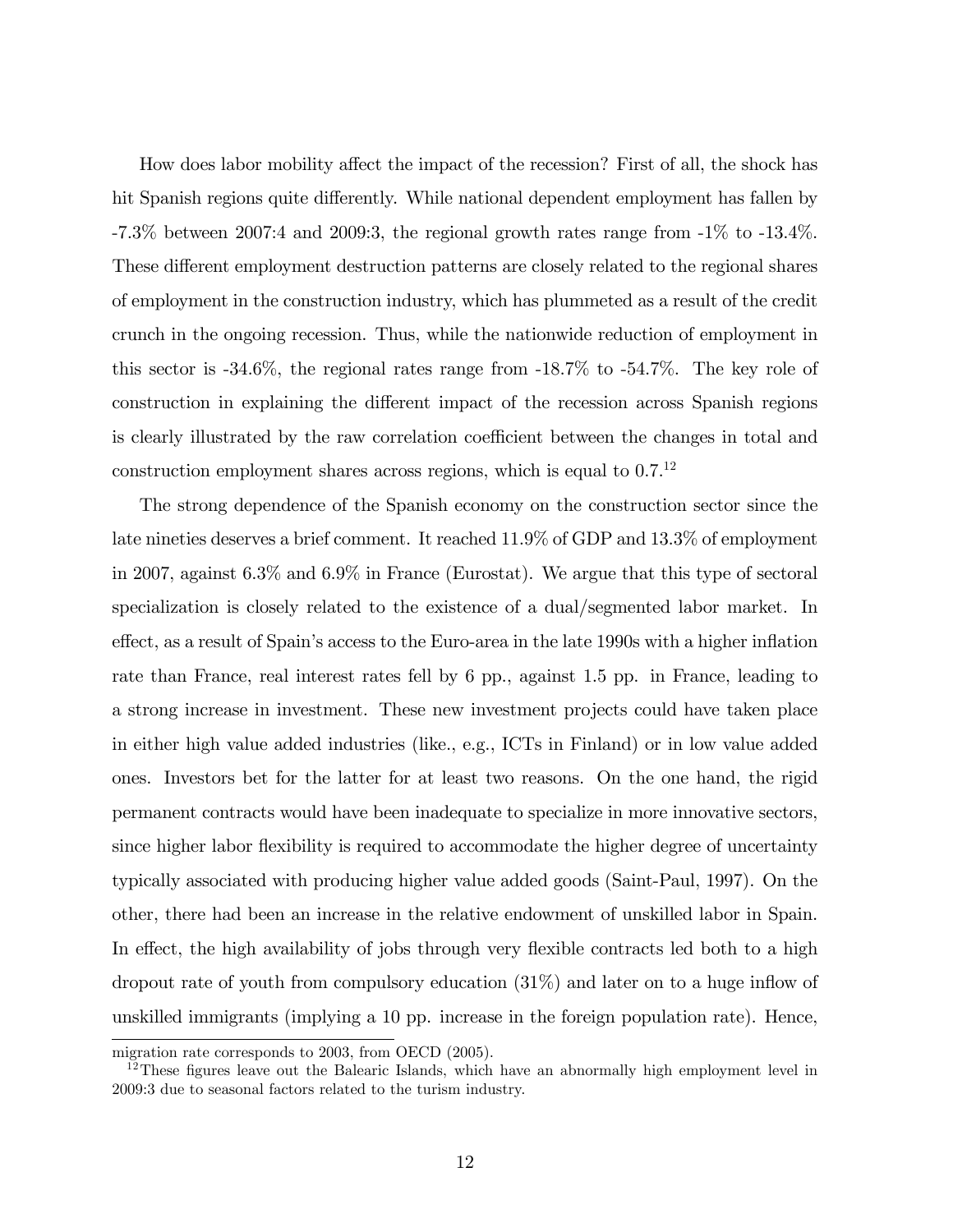How does labor mobility affect the impact of the recession? First of all, the shock has hit Spanish regions quite differently. While national dependent employment has fallen by -7.3% between 2007:4 and 2009:3, the regional growth rates range from -1% to -13.4%. These different employment destruction patterns are closely related to the regional shares of employment in the construction industry, which has plummeted as a result of the credit crunch in the ongoing recession. Thus, while the nationwide reduction of employment in this sector is -34.6%, the regional rates range from -18.7% to -54.7%. The key role of construction in explaining the different impact of the recession across Spanish regions is clearly illustrated by the raw correlation coefficient between the changes in total and construction employment shares across regions, which is equal to 0.7.[12]

The strong dependence of the Spanish economy on the construction sector since the late nineties deserves a brief comment. It reached 11.9% of GDP and 13.3% of employment in 2007, against 6.3% and 6.9% in France (Eurostat). We argue that this type of sectoral specialization is closely related to the existence of a dual/segmented labor market. In effect, as a result of Spain's access to the Euro-area in the late 1990s with a higher inflation rate than France, real interest rates fell by 6 pp., against 1.5 pp. in France, leading to a strong increase in investment. These new investment projects could have taken place in either high value added industries (like., e.g., ICTs in Finland) or in low value added ones. Investors bet for the latter for at least two reasons. On the one hand, the rigid permanent contracts would have been inadequate to specialize in more innovative sectors, since higher labor flexibility is required to accommodate the higher degree of uncertainty typically associated with producing higher value added goods (Saint-Paul, 1997). On the other, there had been an increase in the relative endowment of unskilled labor in Spain. In effect, the high availability of jobs through very flexible contracts led both to a high dropout rate of youth from compulsory education (31%) and later on to a huge inflow of unskilled immigrants (implying a 10 pp. increase in the foreign population rate). Hence,

---

migration rate corresponds to 2003, from OECD (2005).

[12] These figures leave out the Balearic Islands, which have an abnormally high employment level in 2009:3 due to seasonal factors related to the turism industry.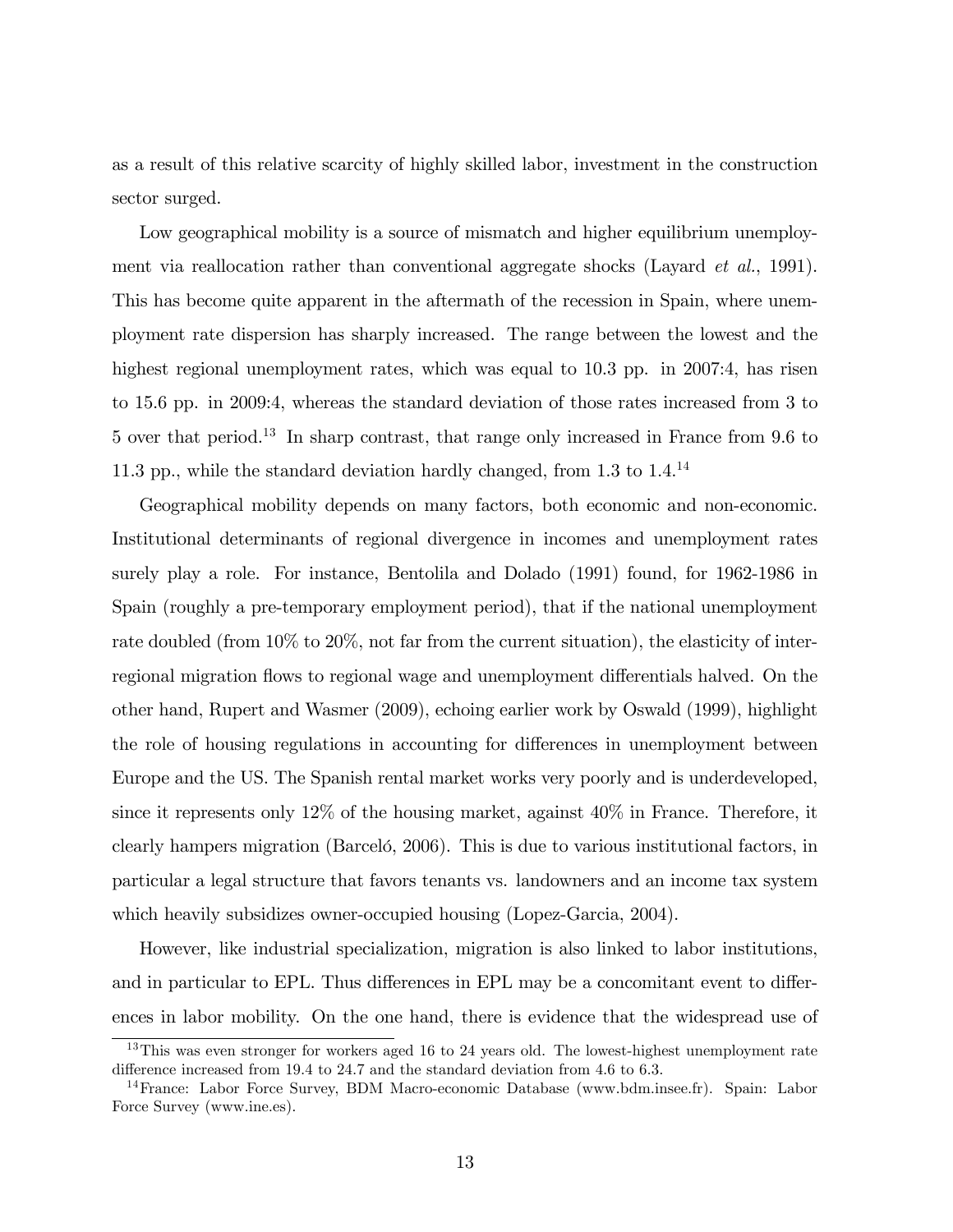as a result of this relative scarcity of highly skilled labor, investment in the construction sector surged.

Low geographical mobility is a source of mismatch and higher equilibrium unemployment via reallocation rather than conventional aggregate shocks (Layard *et al.*, 1991). This has become quite apparent in the aftermath of the recession in Spain, where unemployment rate dispersion has sharply increased. The range between the lowest and the highest regional unemployment rates, which was equal to 10.3 pp. in 2007:4, has risen to 15.6 pp. in 2009:4, whereas the standard deviation of those rates increased from 3 to 5 over that period.[13] In sharp contrast, that range only increased in France from 9.6 to 11.3 pp., while the standard deviation hardly changed, from 1.3 to 1.4.[14]

Geographical mobility depends on many factors, both economic and non-economic. Institutional determinants of regional divergence in incomes and unemployment rates surely play a role. For instance, Bentolila and Dolado (1991) found, for 1962-1986 in Spain (roughly a pre-temporary employment period), that if the national unemployment rate doubled (from 10% to 20%, not far from the current situation), the elasticity of inter-regional migration flows to regional wage and unemployment differentials halved. On the other hand, Rupert and Wasmer (2009), echoing earlier work by Oswald (1999), highlight the role of housing regulations in accounting for differences in unemployment between Europe and the US. The Spanish rental market works very poorly and is underdeveloped, since it represents only 12% of the housing market, against 40% in France. Therefore, it clearly hampers migration (Barceló, 2006). This is due to various institutional factors, in particular a legal structure that favors tenants vs. landowners and an income tax system which heavily subsidizes owner-occupied housing (Lopez-Garcia, 2004).

However, like industrial specialization, migration is also linked to labor institutions, and in particular to EPL. Thus differences in EPL may be a concomitant event to differences in labor mobility. On the one hand, there is evidence that the widespread use of

[13] This was even stronger for workers aged 16 to 24 years old. The lowest-highest unemployment rate difference increased from 19.4 to 24.7 and the standard deviation from 4.6 to 6.3.

[14] France: Labor Force Survey, BDM Macro-economic Database (www.bdm.insee.fr). Spain: Labor Force Survey (www.ine.es).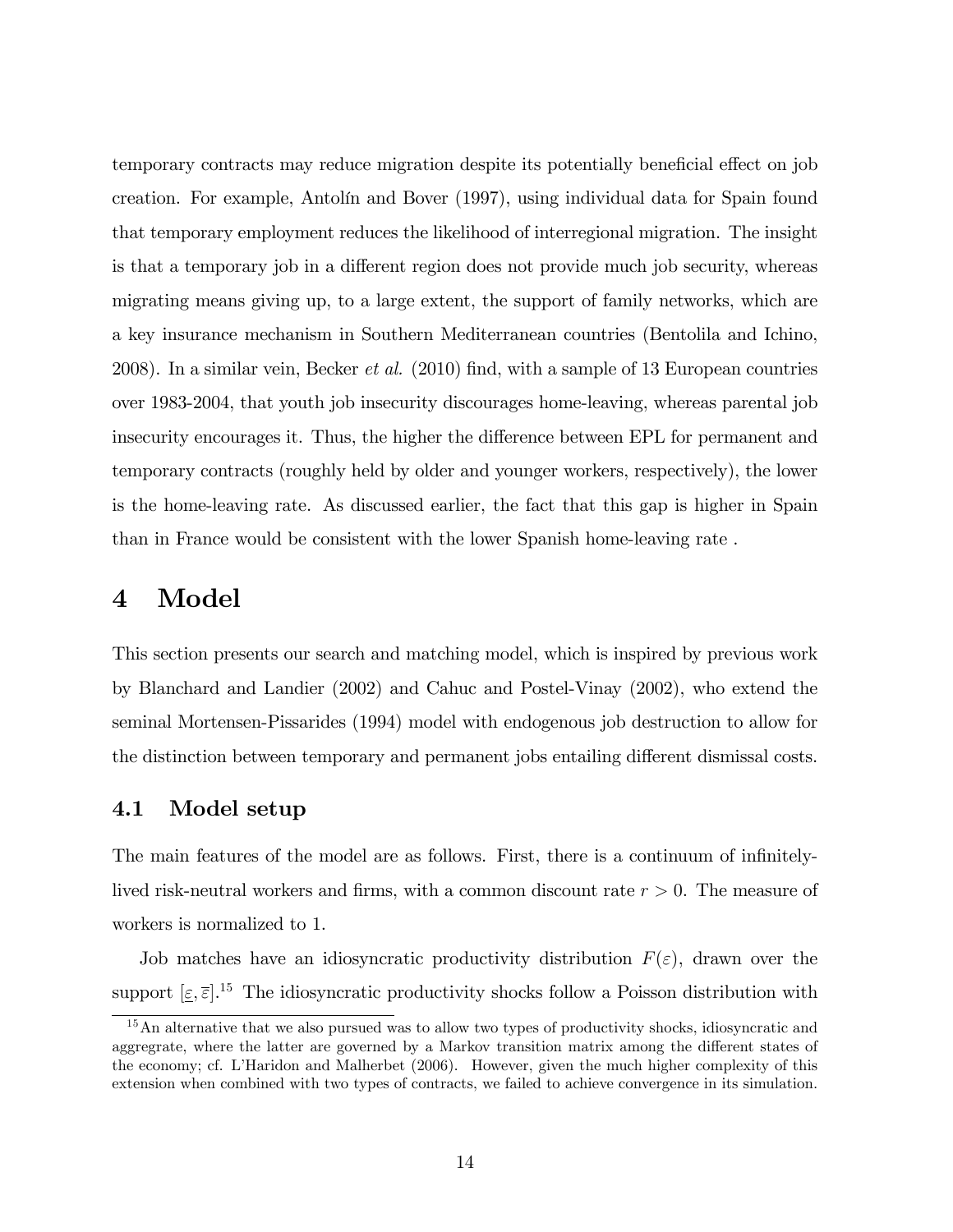temporary contracts may reduce migration despite its potentially beneficial effect on job creation. For example, Antolín and Bover (1997), using individual data for Spain found that temporary employment reduces the likelihood of interregional migration. The insight is that a temporary job in a different region does not provide much job security, whereas migrating means giving up, to a large extent, the support of family networks, which are a key insurance mechanism in Southern Mediterranean countries (Bentolila and Ichino, 2008). In a similar vein, Becker *et al.* (2010) find, with a sample of 13 European countries over 1983-2004, that youth job insecurity discourages home-leaving, whereas parental job insecurity encourages it. Thus, the higher the difference between EPL for permanent and temporary contracts (roughly held by older and younger workers, respectively), the lower is the home-leaving rate. As discussed earlier, the fact that this gap is higher in Spain than in France would be consistent with the lower Spanish home-leaving rate .

# 4 Model

This section presents our search and matching model, which is inspired by previous work by Blanchard and Landier (2002) and Cahuc and Postel-Vinay (2002), who extend the seminal Mortensen-Pissarides (1994) model with endogenous job destruction to allow for the distinction between temporary and permanent jobs entailing different dismissal costs.

## 4.1 Model setup

The main features of the model are as follows. First, there is a continuum of infinitely-lived risk-neutral workers and firms, with a common discount rate $r > 0$. The measure of workers is normalized to 1.

Job matches have an idiosyncratic productivity distribution $F(\varepsilon)$, drawn over the support $[\underline{\varepsilon}, \overline{\varepsilon}]$.[15] The idiosyncratic productivity shocks follow a Poisson distribution with

[15] An alternative that we also pursued was to allow two types of productivity shocks, idiosyncratic and aggregate, where the latter are governed by a Markov transition matrix among the different states of the economy; cf. L'Haridon and Malherbet (2006). However, given the much higher complexity of this extension when combined with two types of contracts, we failed to achieve convergence in its simulation.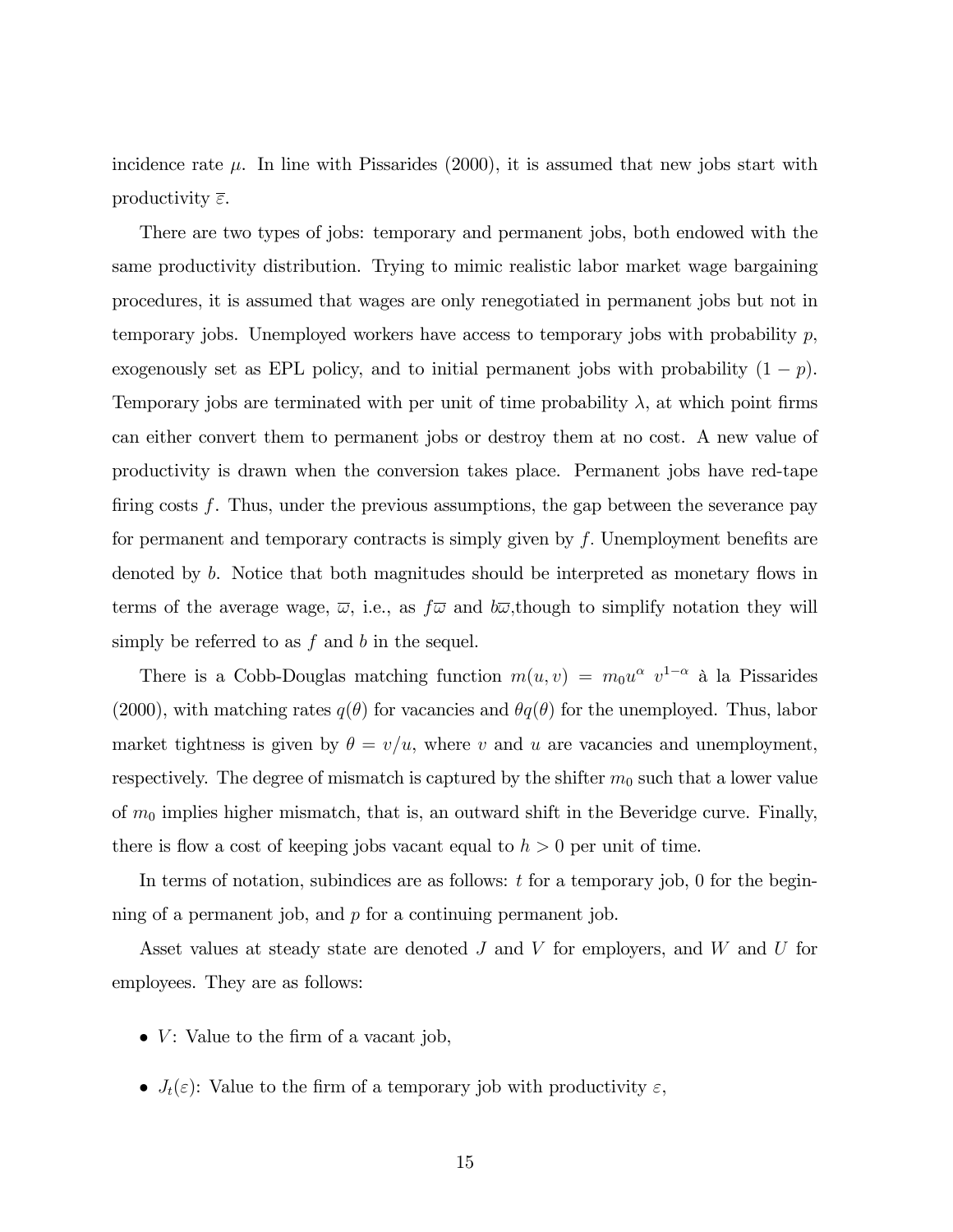incidence rate $\mu$. In line with Pissarides (2000), it is assumed that new jobs start with productivity $\overline{\varepsilon}$.

There are two types of jobs: temporary and permanent jobs, both endowed with the same productivity distribution. Trying to mimic realistic labor market wage bargaining procedures, it is assumed that wages are only renegotiated in permanent jobs but not in temporary jobs. Unemployed workers have access to temporary jobs with probability $p$, exogenously set as EPL policy, and to initial permanent jobs with probability $(1-p)$. Temporary jobs are terminated with per unit of time probability $\lambda$, at which point firms can either convert them to permanent jobs or destroy them at no cost. A new value of productivity is drawn when the conversion takes place. Permanent jobs have red-tape firing costs $f$. Thus, under the previous assumptions, the gap between the severance pay for permanent and temporary contracts is simply given by $f$. Unemployment benefits are denoted by $b$. Notice that both magnitudes should be interpreted as monetary flows in terms of the average wage, $\overline{\omega}$, i.e., as $f\overline{\omega}$ and $b\overline{\omega}$,though to simplify notation they will simply be referred to as $f$ and $b$ in the sequel.

There is a Cobb-Douglas matching function $m(u,v) = m_0 u^{\alpha}\ v^{1-\alpha}$ à la Pissarides (2000), with matching rates $q(\theta)$ for vacancies and $\theta q(\theta)$ for the unemployed. Thus, labor market tightness is given by $\theta = v/u$, where $v$ and $u$ are vacancies and unemployment, respectively. The degree of mismatch is captured by the shifter $m_0$ such that a lower value of $m_0$ implies higher mismatch, that is, an outward shift in the Beveridge curve. Finally, there is flow a cost of keeping jobs vacant equal to $h > 0$ per unit of time.

In terms of notation, subindices are as follows: $t$ for a temporary job, 0 for the beginning of a permanent job, and $p$ for a continuing permanent job.

Asset values at steady state are denoted $J$ and $V$ for employers, and $W$ and $U$ for employees. They are as follows:

- $V$: Value to the firm of a vacant job,
- $J_t(\varepsilon)$: Value to the firm of a temporary job with productivity $\varepsilon$,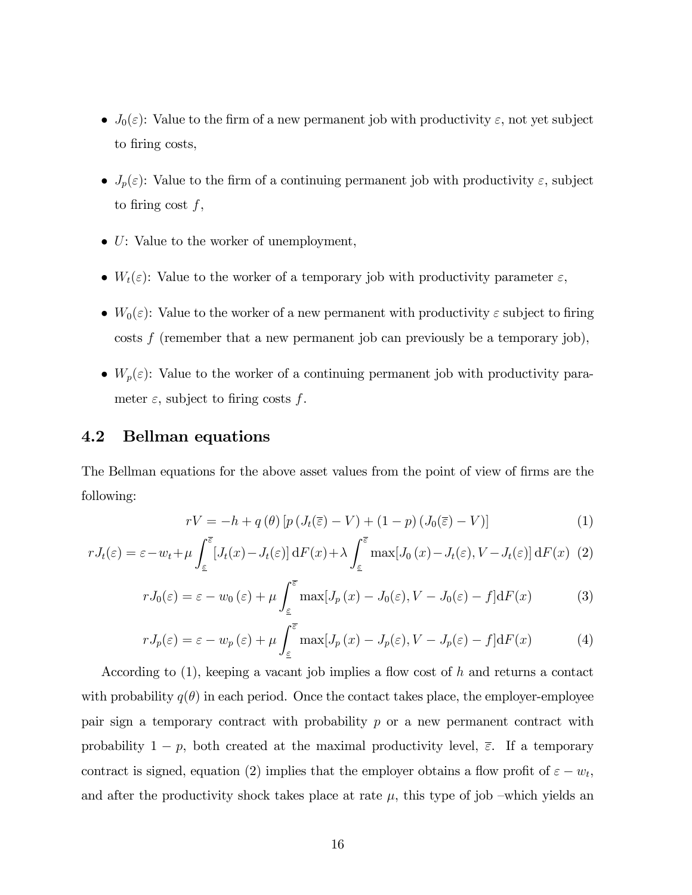- $J_0(\varepsilon)$: Value to the firm of a new permanent job with productivity $\varepsilon$, not yet subject to firing costs,
- $J_p(\varepsilon)$: Value to the firm of a continuing permanent job with productivity $\varepsilon$, subject to firing cost $f$,
- $U$: Value to the worker of unemployment,
- $W_t(\varepsilon)$: Value to the worker of a temporary job with productivity parameter $\varepsilon$,
- $W_0(\varepsilon)$: Value to the worker of a new permanent with productivity $\varepsilon$ subject to firing costs $f$ (remember that a new permanent job can previously be a temporary job),
- $W_p(\varepsilon)$: Value to the worker of a continuing permanent job with productivity parameter $\varepsilon$, subject to firing costs $f$.

## 4.2 Bellman equations

The Bellman equations for the above asset values from the point of view of firms are the following:

$$rV = -h + q(\theta)\left[p\left(J_t(\overline{\varepsilon}) - V\right) + (1-p)\left(J_0(\overline{\varepsilon}) - V\right)\right] \tag{1}$$

$$rJ_t(\varepsilon) = \varepsilon - w_t + \mu \int_{\underline{\varepsilon}}^{\overline{\varepsilon}} \left[J_t(x) - J_t(\varepsilon)\right] \mathrm{d}F(x) + \lambda \int_{\underline{\varepsilon}}^{\overline{\varepsilon}} \max[J_0(x) - J_t(\varepsilon), V - J_t(\varepsilon)] \,\mathrm{d}F(x) \tag{2}$$

$$rJ_0(\varepsilon) = \varepsilon - w_0(\varepsilon) + \mu \int_{\underline{\varepsilon}}^{\overline{\varepsilon}} \max[J_p(x) - J_0(\varepsilon), V - J_0(\varepsilon) - f] \mathrm{d}F(x) \tag{3}$$

$$rJ_p(\varepsilon) = \varepsilon - w_p(\varepsilon) + \mu \int_{\underline{\varepsilon}}^{\overline{\varepsilon}} \max[J_p(x) - J_p(\varepsilon), V - J_p(\varepsilon) - f] \mathrm{d}F(x) \tag{4}$$

According to (1), keeping a vacant job implies a flow cost of $h$ and returns a contact with probability $q(\theta)$ in each period. Once the contact takes place, the employer-employee pair sign a temporary contract with probability $p$ or a new permanent contract with probability $1-p$, both created at the maximal productivity level, $\overline{\varepsilon}$. If a temporary contract is signed, equation (2) implies that the employer obtains a flow profit of $\varepsilon - w_t$, and after the productivity shock takes place at rate $\mu$, this type of job –which yields an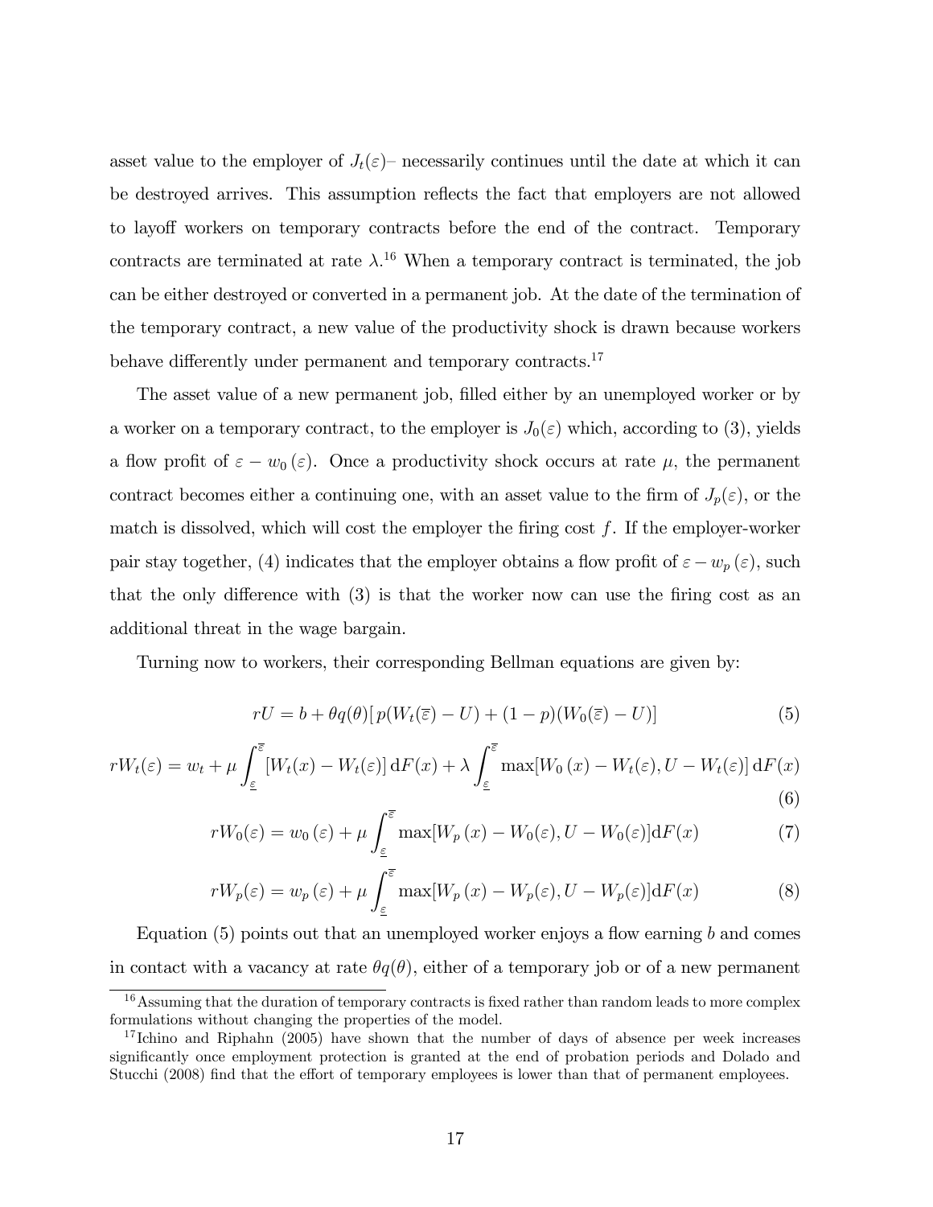asset value to the employer of $J_t(\varepsilon)$– necessarily continues until the date at which it can be destroyed arrives. This assumption reflects the fact that employers are not allowed to layoff workers on temporary contracts before the end of the contract. Temporary contracts are terminated at rate $\lambda$.[16] When a temporary contract is terminated, the job can be either destroyed or converted in a permanent job. At the date of the termination of the temporary contract, a new value of the productivity shock is drawn because workers behave differently under permanent and temporary contracts.[17]

The asset value of a new permanent job, filled either by an unemployed worker or by a worker on a temporary contract, to the employer is $J_0(\varepsilon)$ which, according to (3), yields a flow profit of $\varepsilon - w_0(\varepsilon)$. Once a productivity shock occurs at rate $\mu$, the permanent contract becomes either a continuing one, with an asset value to the firm of $J_p(\varepsilon)$, or the match is dissolved, which will cost the employer the firing cost $f$. If the employer-worker pair stay together, (4) indicates that the employer obtains a flow profit of $\varepsilon - w_p(\varepsilon)$, such that the only difference with (3) is that the worker now can use the firing cost as an additional threat in the wage bargain.

Turning now to workers, their corresponding Bellman equations are given by:

$$rU = b + \theta q(\theta)[\, p(W_t(\overline{\varepsilon}) - U) + (1-p)(W_0(\overline{\varepsilon}) - U)] \tag{5}$$

$$rW_t(\varepsilon) = w_t + \mu \int_{\underline{\varepsilon}}^{\overline{\varepsilon}} [W_t(x) - W_t(\varepsilon)]\, \mathrm{d}F(x) + \lambda \int_{\underline{\varepsilon}}^{\overline{\varepsilon}} \max[W_0(x) - W_t(\varepsilon), U - W_t(\varepsilon)]\, \mathrm{d}F(x) \tag{6}$$

$$rW_0(\varepsilon) = w_0(\varepsilon) + \mu \int_{\underline{\varepsilon}}^{\overline{\varepsilon}} \max[W_p(x) - W_0(\varepsilon), U - W_0(\varepsilon)] \mathrm{d}F(x) \tag{7}$$

$$rW_p(\varepsilon) = w_p(\varepsilon) + \mu \int_{\underline{\varepsilon}}^{\overline{\varepsilon}} \max[W_p(x) - W_p(\varepsilon), U - W_p(\varepsilon)] \mathrm{d}F(x) \tag{8}$$

Equation (5) points out that an unemployed worker enjoys a flow earning $b$ and comes in contact with a vacancy at rate $\theta q(\theta)$, either of a temporary job or of a new permanent

---

[16] Assuming that the duration of temporary contracts is fixed rather than random leads to more complex formulations without changing the properties of the model.

[17] Ichino and Riphahn (2005) have shown that the number of days of absence per week increases significantly once employment protection is granted at the end of probation periods and Dolado and Stucchi (2008) find that the effort of temporary employees is lower than that of permanent employees.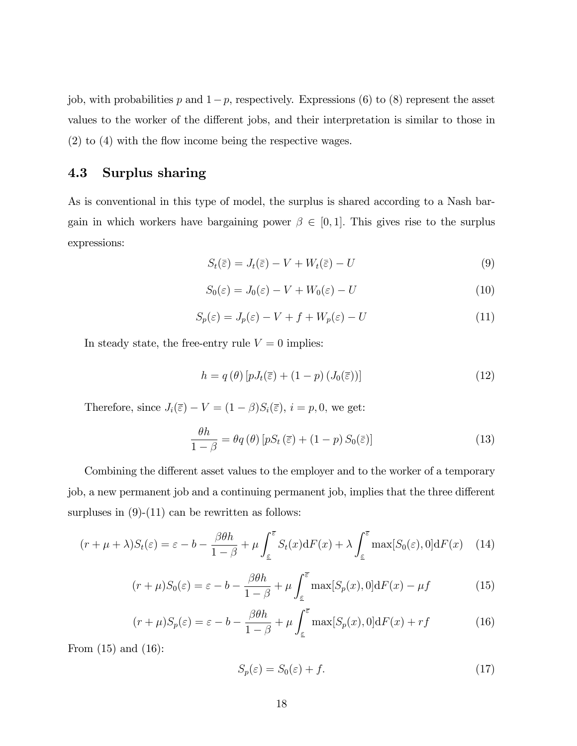job, with probabilities $p$ and $1-p$, respectively. Expressions (6) to (8) represent the asset values to the worker of the different jobs, and their interpretation is similar to those in (2) to (4) with the flow income being the respective wages.

### 4.3 Surplus sharing

As is conventional in this type of model, the surplus is shared according to a Nash bargain in which workers have bargaining power $\beta \in [0,1]$. This gives rise to the surplus expressions:

$$S_t(\bar{\varepsilon}) = J_t(\bar{\varepsilon}) - V + W_t(\bar{\varepsilon}) - U \tag{9}$$

$$S_0(\varepsilon) = J_0(\varepsilon) - V + W_0(\varepsilon) - U \tag{10}$$

$$S_p(\varepsilon) = J_p(\varepsilon) - V + f + W_p(\varepsilon) - U \tag{11}$$

In steady state, the free-entry rule $V = 0$ implies:

$$h = q(\theta)\left[pJ_t(\bar{\varepsilon}) + (1-p)\left(J_0(\bar{\varepsilon})\right)\right] \tag{12}$$

Therefore, since $J_i(\bar{\varepsilon}) - V = (1-\beta)S_i(\bar{\varepsilon})$, $i = p, 0$, we get:

$$\frac{\theta h}{1-\beta} = \theta q(\theta)\left[pS_t(\bar{\varepsilon}) + (1-p)S_0(\bar{\varepsilon})\right] \tag{13}$$

Combining the different asset values to the employer and to the worker of a temporary job, a new permanent job and a continuing permanent job, implies that the three different surpluses in (9)-(11) can be rewritten as follows:

$$(r+\mu+\lambda)S_t(\varepsilon) = \varepsilon - b - \frac{\beta\theta h}{1-\beta} + \mu\int_{\underline{\varepsilon}}^{\bar{\varepsilon}} S_t(x)\mathrm{d}F(x) + \lambda\int_{\underline{\varepsilon}}^{\bar{\varepsilon}} \max[S_0(\varepsilon), 0]\mathrm{d}F(x) \tag{14}$$

$$(r+\mu)S_0(\varepsilon) = \varepsilon - b - \frac{\beta\theta h}{1-\beta} + \mu\int_{\underline{\varepsilon}}^{\bar{\varepsilon}} \max[S_p(x), 0]\mathrm{d}F(x) - \mu f \tag{15}$$

$$(r+\mu)S_p(\varepsilon) = \varepsilon - b - \frac{\beta\theta h}{1-\beta} + \mu\int_{\underline{\varepsilon}}^{\bar{\varepsilon}} \max[S_p(x), 0]\mathrm{d}F(x) + rf \tag{16}$$

From (15) and (16):

$$S_p(\varepsilon) = S_0(\varepsilon) + f. \tag{17}$$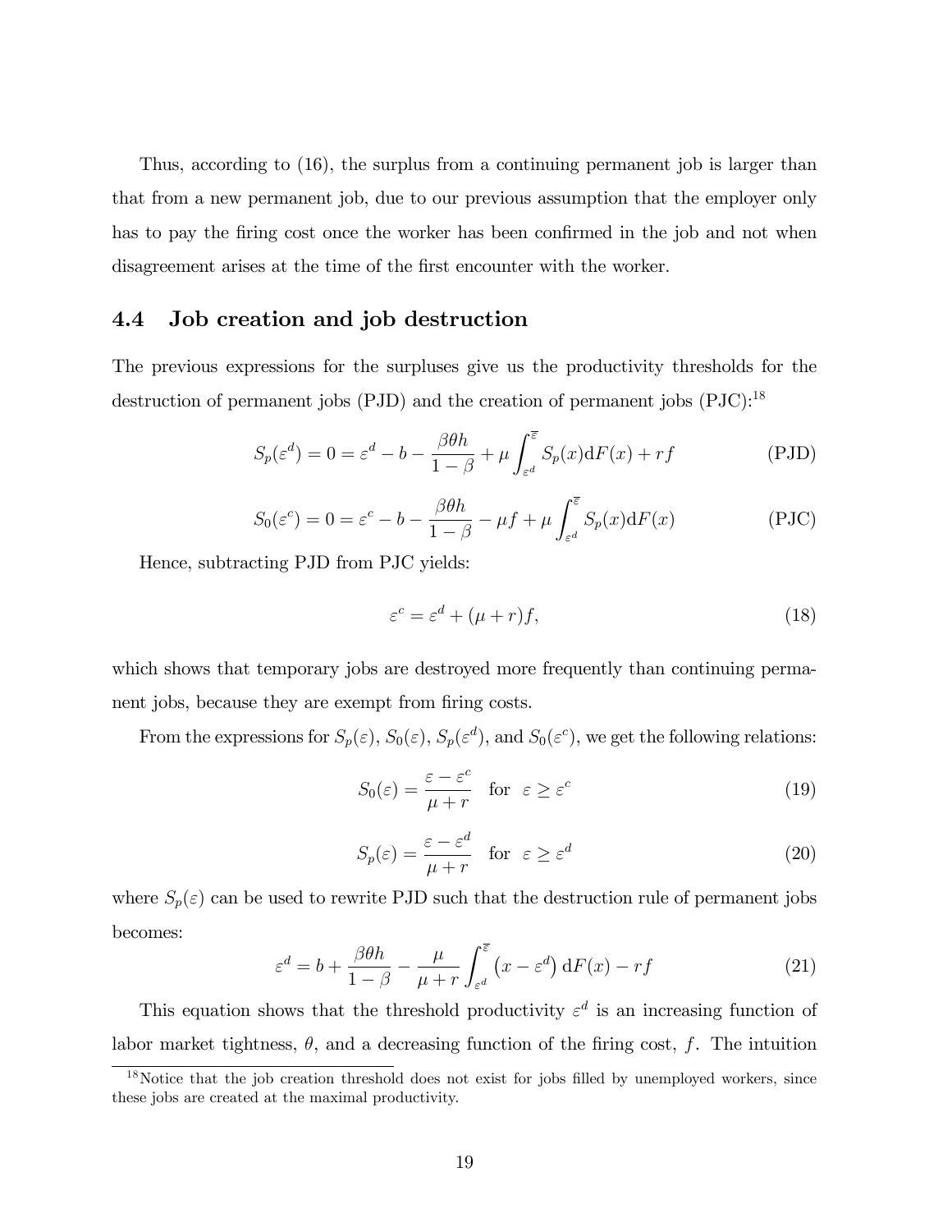Thus, according to (16), the surplus from a continuing permanent job is larger than that from a new permanent job, due to our previous assumption that the employer only has to pay the firing cost once the worker has been confirmed in the job and not when disagreement arises at the time of the first encounter with the worker.

### 4.4 Job creation and job destruction

The previous expressions for the surpluses give us the productivity thresholds for the destruction of permanent jobs (PJD) and the creation of permanent jobs (PJC):[18]

$$S_p(\varepsilon^d) = 0 = \varepsilon^d - b - \frac{\beta\theta h}{1-\beta} + \mu \int_{\varepsilon^d}^{\overline{\varepsilon}} S_p(x)\mathrm{d}F(x) + rf \tag{PJD}$$

$$S_0(\varepsilon^c) = 0 = \varepsilon^c - b - \frac{\beta\theta h}{1-\beta} - \mu f + \mu \int_{\varepsilon^d}^{\overline{\varepsilon}} S_p(x)\mathrm{d}F(x) \tag{PJC}$$

Hence, subtracting PJD from PJC yields:

$$\varepsilon^c = \varepsilon^d + (\mu + r)f, \tag{18}$$

which shows that temporary jobs are destroyed more frequently than continuing permanent jobs, because they are exempt from firing costs.

From the expressions for $S_p(\varepsilon)$, $S_0(\varepsilon)$, $S_p(\varepsilon^d)$, and $S_0(\varepsilon^c)$, we get the following relations:

$$S_0(\varepsilon) = \frac{\varepsilon - \varepsilon^c}{\mu + r} \quad \text{for} \quad \varepsilon \geq \varepsilon^c \tag{19}$$

$$S_p(\varepsilon) = \frac{\varepsilon - \varepsilon^d}{\mu + r} \quad \text{for} \quad \varepsilon \geq \varepsilon^d \tag{20}$$

where $S_p(\varepsilon)$ can be used to rewrite PJD such that the destruction rule of permanent jobs becomes:

$$\varepsilon^d = b + \frac{\beta\theta h}{1-\beta} - \frac{\mu}{\mu + r} \int_{\varepsilon^d}^{\overline{\varepsilon}} \left(x - \varepsilon^d\right) \mathrm{d}F(x) - rf \tag{21}$$

This equation shows that the threshold productivity $\varepsilon^d$ is an increasing function of labor market tightness, $\theta$, and a decreasing function of the firing cost, $f$. The intuition

[18] Notice that the job creation threshold does not exist for jobs filled by unemployed workers, since these jobs are created at the maximal productivity.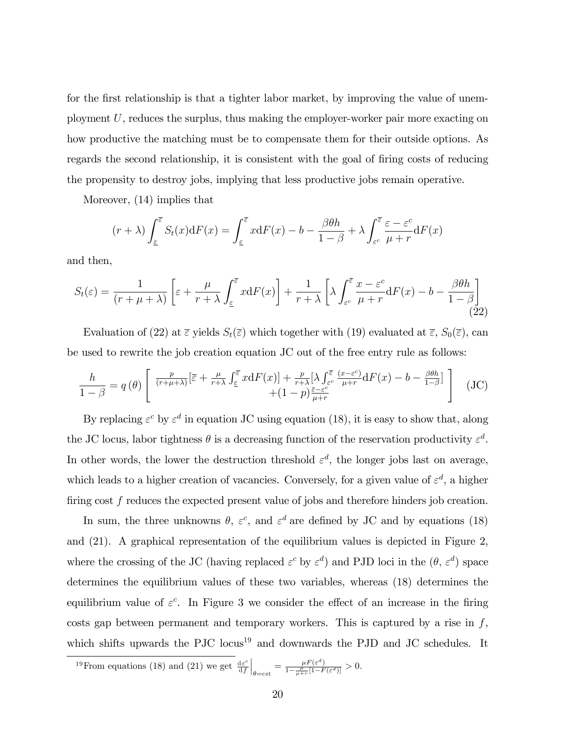for the first relationship is that a tighter labor market, by improving the value of unemployment $U$, reduces the surplus, thus making the employer-worker pair more exacting on how productive the matching must be to compensate them for their outside options. As regards the second relationship, it is consistent with the goal of firing costs of reducing the propensity to destroy jobs, implying that less productive jobs remain operative.

Moreover, (14) implies that

$$(r+\lambda)\int_{\underline{\varepsilon}}^{\overline{\varepsilon}} S_t(x)\mathrm{d}F(x) = \int_{\underline{\varepsilon}}^{\overline{\varepsilon}} x\mathrm{d}F(x) - b - \frac{\beta\theta h}{1-\beta} + \lambda\int_{\varepsilon^c}^{\overline{\varepsilon}} \frac{\varepsilon-\varepsilon^c}{\mu+r}\mathrm{d}F(x)$$

and then,

$$S_t(\varepsilon) = \frac{1}{(r+\mu+\lambda)}\left[\varepsilon + \frac{\mu}{r+\lambda}\int_{\underline{\varepsilon}}^{\overline{\varepsilon}} x\mathrm{d}F(x)\right] + \frac{1}{r+\lambda}\left[\lambda\int_{\varepsilon^c}^{\overline{\varepsilon}} \frac{x-\varepsilon^c}{\mu+r}\mathrm{d}F(x) - b - \frac{\beta\theta h}{1-\beta}\right] \tag{22}$$

Evaluation of (22) at $\overline{\varepsilon}$ yields $S_t(\overline{\varepsilon})$ which together with (19) evaluated at $\overline{\varepsilon}$, $S_0(\overline{\varepsilon})$, can be used to rewrite the job creation equation JC out of the free entry rule as follows:

$$\frac{h}{1-\beta} = q(\theta)\left[\begin{array}{c} \frac{p}{(r+\mu+\lambda)}[\overline{\varepsilon} + \frac{\mu}{r+\lambda}\int_{\underline{\varepsilon}}^{\overline{\varepsilon}} x\mathrm{d}F(x)] + \frac{p}{r+\lambda}[\lambda\int_{\varepsilon^c}^{\overline{\varepsilon}} \frac{(x-\varepsilon^c)}{\mu+r}\mathrm{d}F(x) - b - \frac{\beta\theta h}{1-\beta}] \\ +(1-p)\frac{\overline{\varepsilon}-\varepsilon^c}{\mu+r} \end{array}\right] \tag{JC}$$

By replacing $\varepsilon^c$ by $\varepsilon^d$ in equation JC using equation (18), it is easy to show that, along the JC locus, labor tightness $\theta$ is a decreasing function of the reservation productivity $\varepsilon^d$. In other words, the lower the destruction threshold $\varepsilon^d$, the longer jobs last on average, which leads to a higher creation of vacancies. Conversely, for a given value of $\varepsilon^d$, a higher firing cost $f$ reduces the expected present value of jobs and therefore hinders job creation.

In sum, the three unknowns $\theta$, $\varepsilon^c$, and $\varepsilon^d$ are defined by JC and by equations (18) and (21). A graphical representation of the equilibrium values is depicted in Figure 2, where the crossing of the JC (having replaced $\varepsilon^c$ by $\varepsilon^d$) and PJD loci in the ($\theta$, $\varepsilon^d$) space determines the equilibrium values of these two variables, whereas (18) determines the equilibrium value of $\varepsilon^c$. In Figure 3 we consider the effect of an increase in the firing costs gap between permanent and temporary workers. This is captured by a rise in $f$, which shifts upwards the PJC locus[19] and downwards the PJD and JC schedules. It

[19] From equations (18) and (21) we get $\left.\frac{\mathrm{d}\varepsilon^c}{\mathrm{d}f}\right|_{\theta=\mathrm{cst}} = \frac{\mu F(\varepsilon^d)}{1-\frac{\mu}{\mu+r}[1-F(\varepsilon^d)]} > 0$.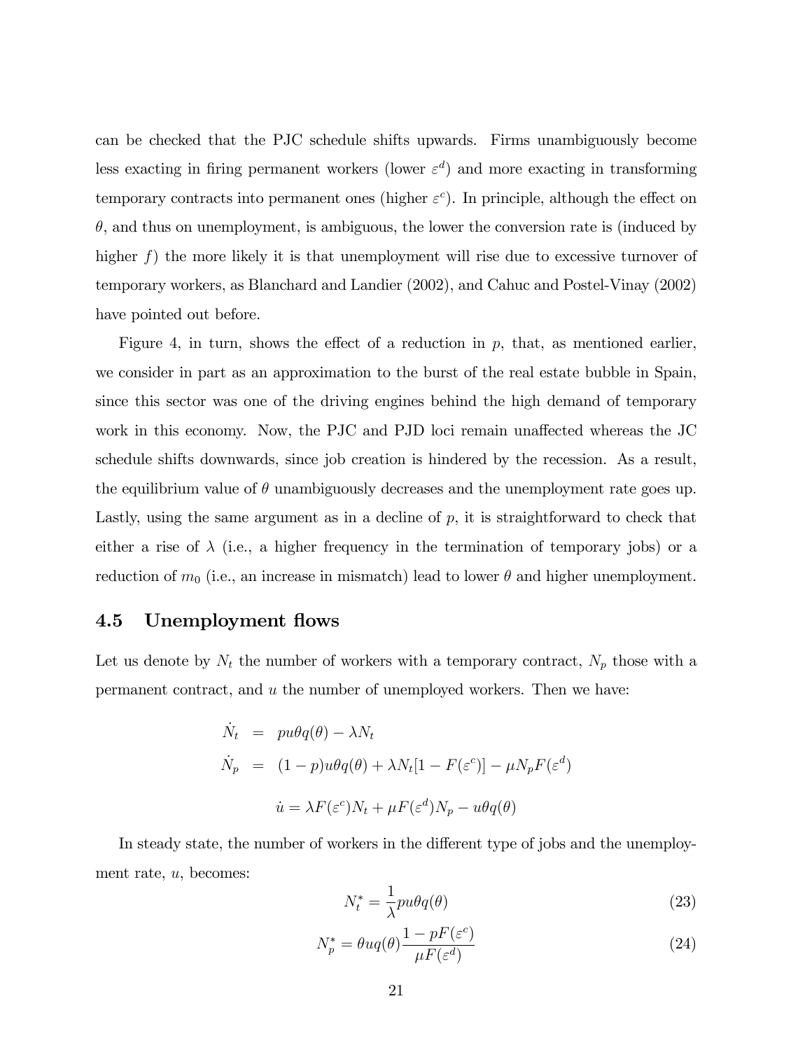can be checked that the PJC schedule shifts upwards. Firms unambiguously become less exacting in firing permanent workers (lower $\varepsilon^d$) and more exacting in transforming temporary contracts into permanent ones (higher $\varepsilon^c$). In principle, although the effect on $\theta$, and thus on unemployment, is ambiguous, the lower the conversion rate is (induced by higher $f$) the more likely it is that unemployment will rise due to excessive turnover of temporary workers, as Blanchard and Landier (2002), and Cahuc and Postel-Vinay (2002) have pointed out before.

Figure 4, in turn, shows the effect of a reduction in $p$, that, as mentioned earlier, we consider in part as an approximation to the burst of the real estate bubble in Spain, since this sector was one of the driving engines behind the high demand of temporary work in this economy. Now, the PJC and PJD loci remain unaffected whereas the JC schedule shifts downwards, since job creation is hindered by the recession. As a result, the equilibrium value of $\theta$ unambiguously decreases and the unemployment rate goes up. Lastly, using the same argument as in a decline of $p$, it is straightforward to check that either a rise of $\lambda$ (i.e., a higher frequency in the termination of temporary jobs) or a reduction of $m_0$ (i.e., an increase in mismatch) lead to lower $\theta$ and higher unemployment.

## 4.5 Unemployment flows

Let us denote by $N_t$ the number of workers with a temporary contract, $N_p$ those with a permanent contract, and $u$ the number of unemployed workers. Then we have:

$$
\begin{aligned}
\dot{N}_t &= pu\theta q(\theta) - \lambda N_t \\
\dot{N}_p &= (1-p)u\theta q(\theta) + \lambda N_t[1 - F(\varepsilon^c)] - \mu N_p F(\varepsilon^d)
\end{aligned}
$$

$$
\dot{u} = \lambda F(\varepsilon^c) N_t + \mu F(\varepsilon^d) N_p - u\theta q(\theta)
$$

In steady state, the number of workers in the different type of jobs and the unemployment rate, $u$, becomes:

$$
N_t^* = \frac{1}{\lambda} pu\theta q(\theta) \tag{23}
$$

$$
N_p^* = \theta u q(\theta) \frac{1 - pF(\varepsilon^c)}{\mu F(\varepsilon^d)} \tag{24}
$$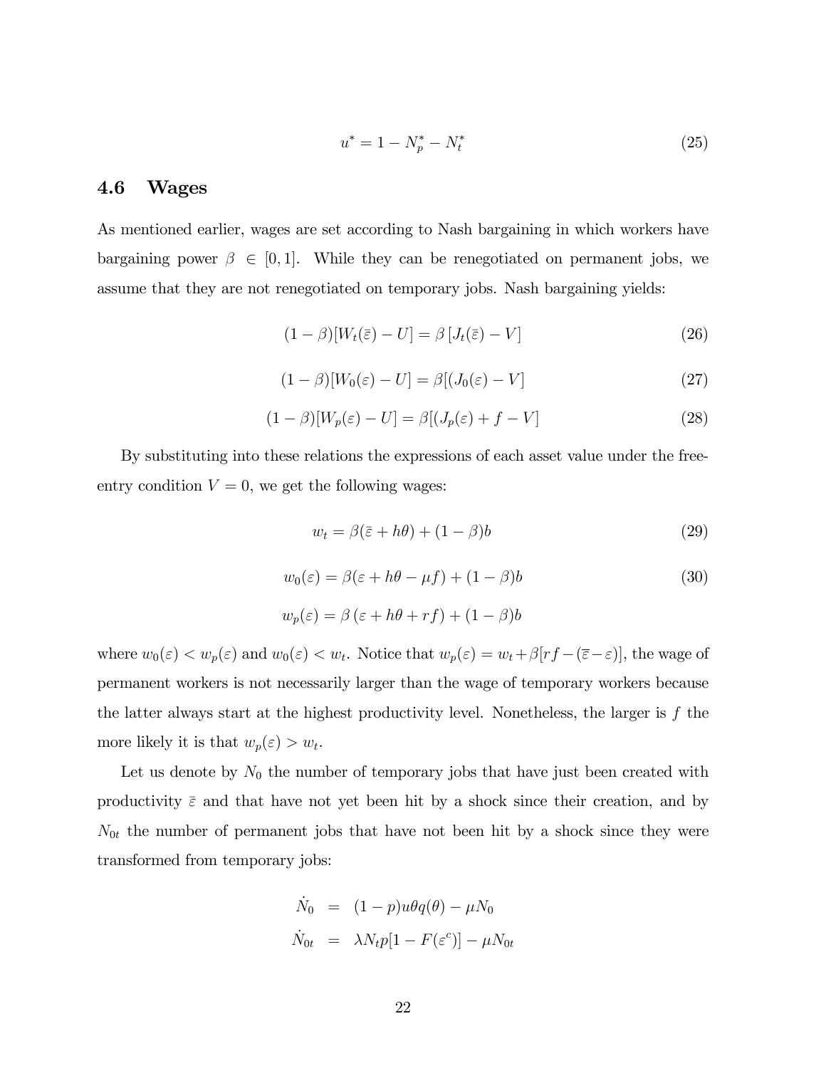$$u^* = 1 - N_p^* - N_t^* \tag{25}$$

### 4.6 Wages

As mentioned earlier, wages are set according to Nash bargaining in which workers have bargaining power $\beta \in [0,1]$. While they can be renegotiated on permanent jobs, we assume that they are not renegotiated on temporary jobs. Nash bargaining yields:

$$(1-\beta)[W_t(\bar{\varepsilon}) - U] = \beta\left[J_t(\bar{\varepsilon}) - V\right] \tag{26}$$

$$(1-\beta)[W_0(\varepsilon) - U] = \beta[(J_0(\varepsilon) - V] \tag{27}$$

$$(1-\beta)[W_p(\varepsilon) - U] = \beta[(J_p(\varepsilon) + f - V] \tag{28}$$

By substituting into these relations the expressions of each asset value under the free-entry condition $V = 0$, we get the following wages:

$$w_t = \beta(\bar{\varepsilon} + h\theta) + (1-\beta)b \tag{29}$$

$$w_0(\varepsilon) = \beta(\varepsilon + h\theta - \mu f) + (1-\beta)b \tag{30}$$

$$w_p(\varepsilon) = \beta\left(\varepsilon + h\theta + rf\right) + (1-\beta)b$$

where $w_0(\varepsilon) < w_p(\varepsilon)$ and $w_0(\varepsilon) < w_t$. Notice that $w_p(\varepsilon) = w_t + \beta[rf - (\bar{\varepsilon} - \varepsilon)]$, the wage of permanent workers is not necessarily larger than the wage of temporary workers because the latter always start at the highest productivity level. Nonetheless, the larger is $f$ the more likely it is that $w_p(\varepsilon) > w_t$.

Let us denote by $N_0$ the number of temporary jobs that have just been created with productivity $\bar{\varepsilon}$ and that have not yet been hit by a shock since their creation, and by $N_{0t}$ the number of permanent jobs that have not been hit by a shock since they were transformed from temporary jobs:

$$\begin{aligned}
\dot{N}_0 &= (1-p)u\theta q(\theta) - \mu N_0 \\
\dot{N}_{0t} &= \lambda N_t p[1 - F(\varepsilon^c)] - \mu N_{0t}
\end{aligned}$$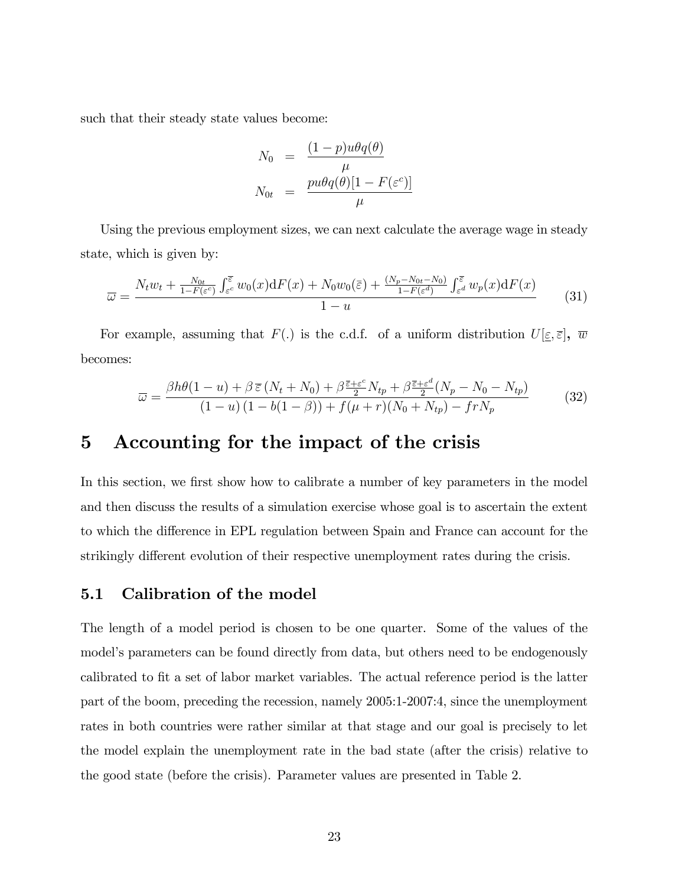such that their steady state values become:

$$
\begin{aligned}
N_0 &= \frac{(1-p)u\theta q(\theta)}{\mu} \\
N_{0t} &= \frac{pu\theta q(\theta)[1-F(\varepsilon^c)]}{\mu}
\end{aligned}
$$

Using the previous employment sizes, we can next calculate the average wage in steady state, which is given by:

$$
\overline{\omega} = \frac{N_t w_t + \frac{N_{0t}}{1-F(\varepsilon^c)} \int_{\varepsilon^c}^{\overline{\varepsilon}} w_0(x) \mathrm{d}F(x) + N_0 w_0(\overline{\varepsilon}) + \frac{(N_p - N_{0t} - N_0)}{1-F(\varepsilon^d)} \int_{\varepsilon^d}^{\overline{\varepsilon}} w_p(x) \mathrm{d}F(x)}{1-u} \tag{31}
$$

For example, assuming that $F(.)$ is the c.d.f. of a uniform distribution $U[\underline{\varepsilon}, \overline{\varepsilon}]$, $\overline{w}$ becomes:

$$
\overline{\omega} = \frac{\beta h\theta(1-u) + \beta\,\overline{\varepsilon}\,(N_t + N_0) + \beta\frac{\overline{\varepsilon}+\varepsilon^c}{2} N_{tp} + \beta\frac{\overline{\varepsilon}+\varepsilon^d}{2}(N_p - N_0 - N_{tp})}{(1-u)\left(1 - b(1-\beta)\right) + f(\mu + r)(N_0 + N_{tp}) - frN_p} \tag{32}
$$

# 5 Accounting for the impact of the crisis

In this section, we first show how to calibrate a number of key parameters in the model and then discuss the results of a simulation exercise whose goal is to ascertain the extent to which the difference in EPL regulation between Spain and France can account for the strikingly different evolution of their respective unemployment rates during the crisis.

## 5.1 Calibration of the model

The length of a model period is chosen to be one quarter. Some of the values of the model's parameters can be found directly from data, but others need to be endogenously calibrated to fit a set of labor market variables. The actual reference period is the latter part of the boom, preceding the recession, namely 2005:1-2007:4, since the unemployment rates in both countries were rather similar at that stage and our goal is precisely to let the model explain the unemployment rate in the bad state (after the crisis) relative to the good state (before the crisis). Parameter values are presented in Table 2.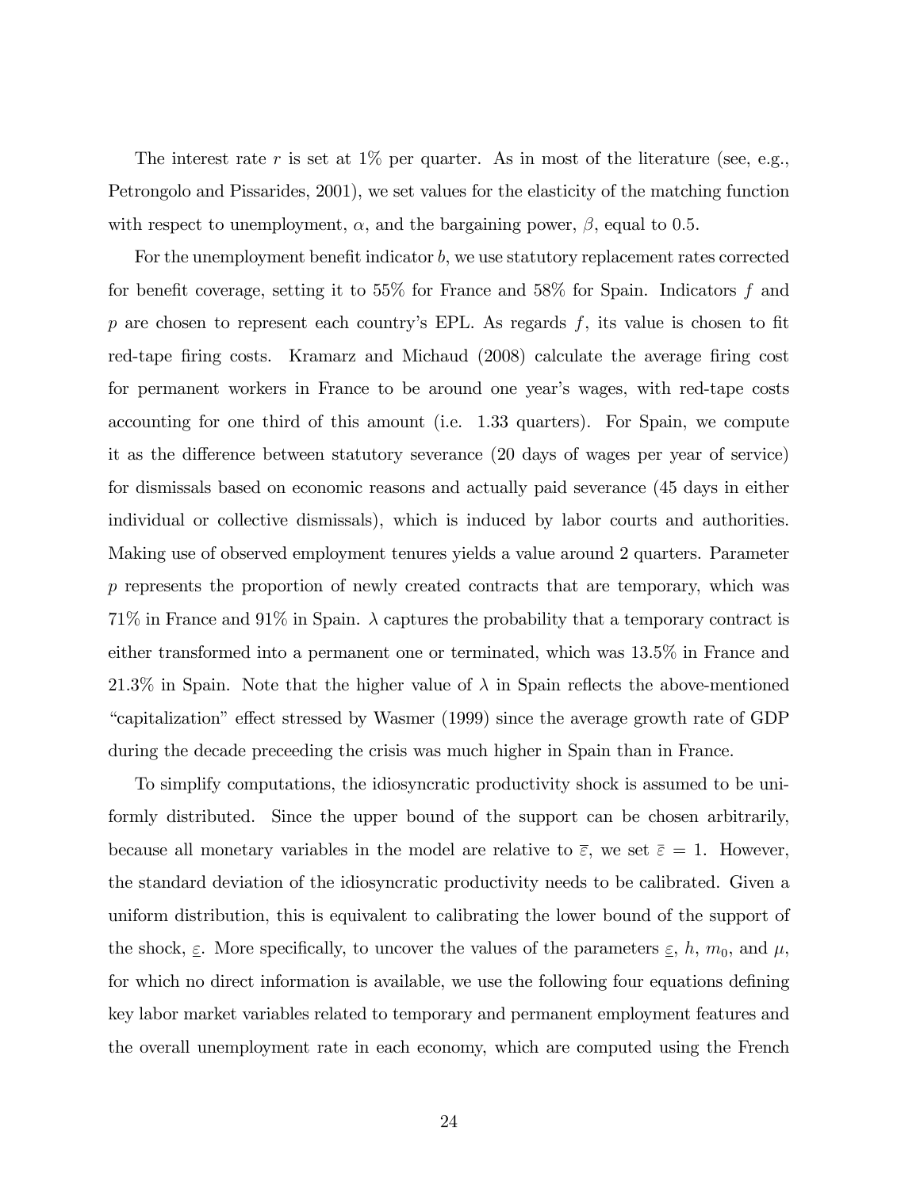The interest rate $r$ is set at 1% per quarter. As in most of the literature (see, e.g., Petrongolo and Pissarides, 2001), we set values for the elasticity of the matching function with respect to unemployment, $\alpha$, and the bargaining power, $\beta$, equal to 0.5.

For the unemployment benefit indicator $b$, we use statutory replacement rates corrected for benefit coverage, setting it to 55% for France and 58% for Spain. Indicators $f$ and $p$ are chosen to represent each country's EPL. As regards $f$, its value is chosen to fit red-tape firing costs. Kramarz and Michaud (2008) calculate the average firing cost for permanent workers in France to be around one year's wages, with red-tape costs accounting for one third of this amount (i.e. 1.33 quarters). For Spain, we compute it as the difference between statutory severance (20 days of wages per year of service) for dismissals based on economic reasons and actually paid severance (45 days in either individual or collective dismissals), which is induced by labor courts and authorities. Making use of observed employment tenures yields a value around 2 quarters. Parameter $p$ represents the proportion of newly created contracts that are temporary, which was 71% in France and 91% in Spain. $\lambda$ captures the probability that a temporary contract is either transformed into a permanent one or terminated, which was 13.5% in France and 21.3% in Spain. Note that the higher value of $\lambda$ in Spain reflects the above-mentioned "capitalization" effect stressed by Wasmer (1999) since the average growth rate of GDP during the decade preceeding the crisis was much higher in Spain than in France.

To simplify computations, the idiosyncratic productivity shock is assumed to be uniformly distributed. Since the upper bound of the support can be chosen arbitrarily, because all monetary variables in the model are relative to $\bar{\varepsilon}$, we set $\bar{\varepsilon} = 1$. However, the standard deviation of the idiosyncratic productivity needs to be calibrated. Given a uniform distribution, this is equivalent to calibrating the lower bound of the support of the shock, $\underline{\varepsilon}$. More specifically, to uncover the values of the parameters $\underline{\varepsilon}$, $h$, $m_0$, and $\mu$, for which no direct information is available, we use the following four equations defining key labor market variables related to temporary and permanent employment features and the overall unemployment rate in each economy, which are computed using the French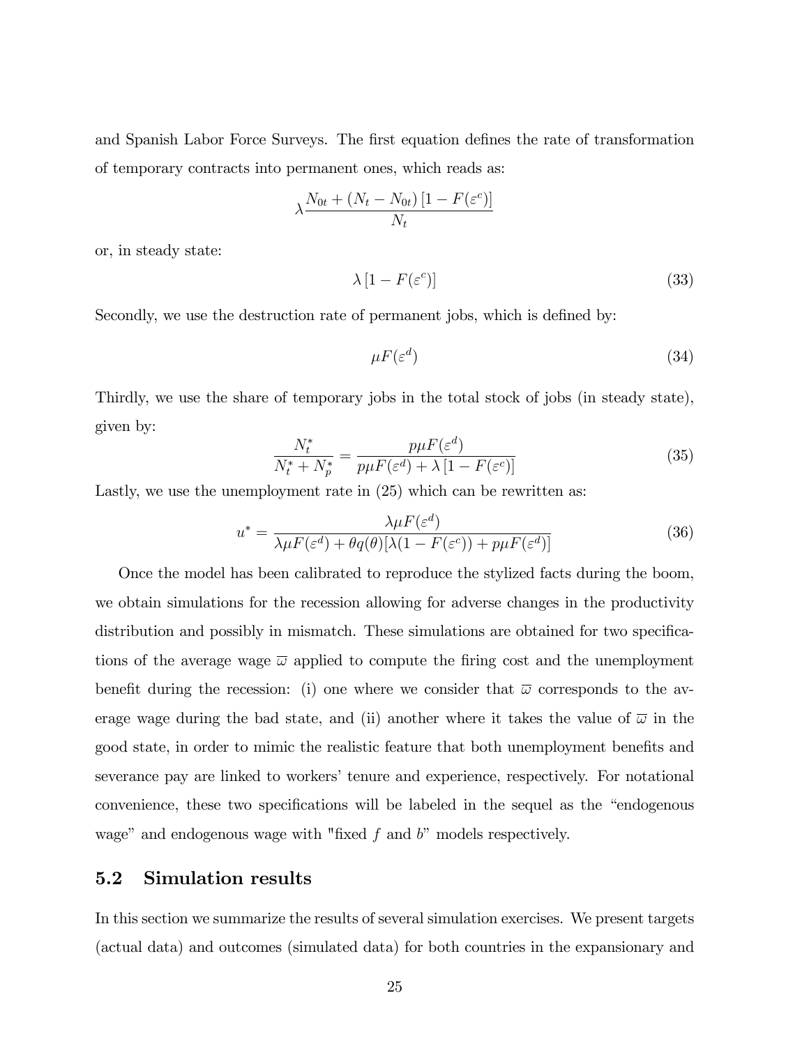and Spanish Labor Force Surveys. The first equation defines the rate of transformation of temporary contracts into permanent ones, which reads as:

$$\lambda \frac{N_{0t} + (N_t - N_{0t}) \left[1 - F(\varepsilon^c)\right]}{N_t}$$

or, in steady state:

$$\lambda \left[1 - F(\varepsilon^c)\right] \tag{33}$$

Secondly, we use the destruction rate of permanent jobs, which is defined by:

$$\mu F(\varepsilon^d) \tag{34}$$

Thirdly, we use the share of temporary jobs in the total stock of jobs (in steady state), given by:

$$\frac{N_t^*}{N_t^* + N_p^*} = \frac{p\mu F(\varepsilon^d)}{p\mu F(\varepsilon^d) + \lambda \left[1 - F(\varepsilon^c)\right]} \tag{35}$$

Lastly, we use the unemployment rate in (25) which can be rewritten as:

$$u^* = \frac{\lambda \mu F(\varepsilon^d)}{\lambda \mu F(\varepsilon^d) + \theta q(\theta)[\lambda(1 - F(\varepsilon^c)) + p\mu F(\varepsilon^d)]} \tag{36}$$

Once the model has been calibrated to reproduce the stylized facts during the boom, we obtain simulations for the recession allowing for adverse changes in the productivity distribution and possibly in mismatch. These simulations are obtained for two specifications of the average wage $\overline{\omega}$ applied to compute the firing cost and the unemployment benefit during the recession: (i) one where we consider that $\overline{\omega}$ corresponds to the average wage during the bad state, and (ii) another where it takes the value of $\overline{\omega}$ in the good state, in order to mimic the realistic feature that both unemployment benefits and severance pay are linked to workers' tenure and experience, respectively. For notational convenience, these two specifications will be labeled in the sequel as the "endogenous wage" and endogenous wage with "fixed $f$ and $b$" models respectively.

## 5.2 Simulation results

In this section we summarize the results of several simulation exercises. We present targets (actual data) and outcomes (simulated data) for both countries in the expansionary and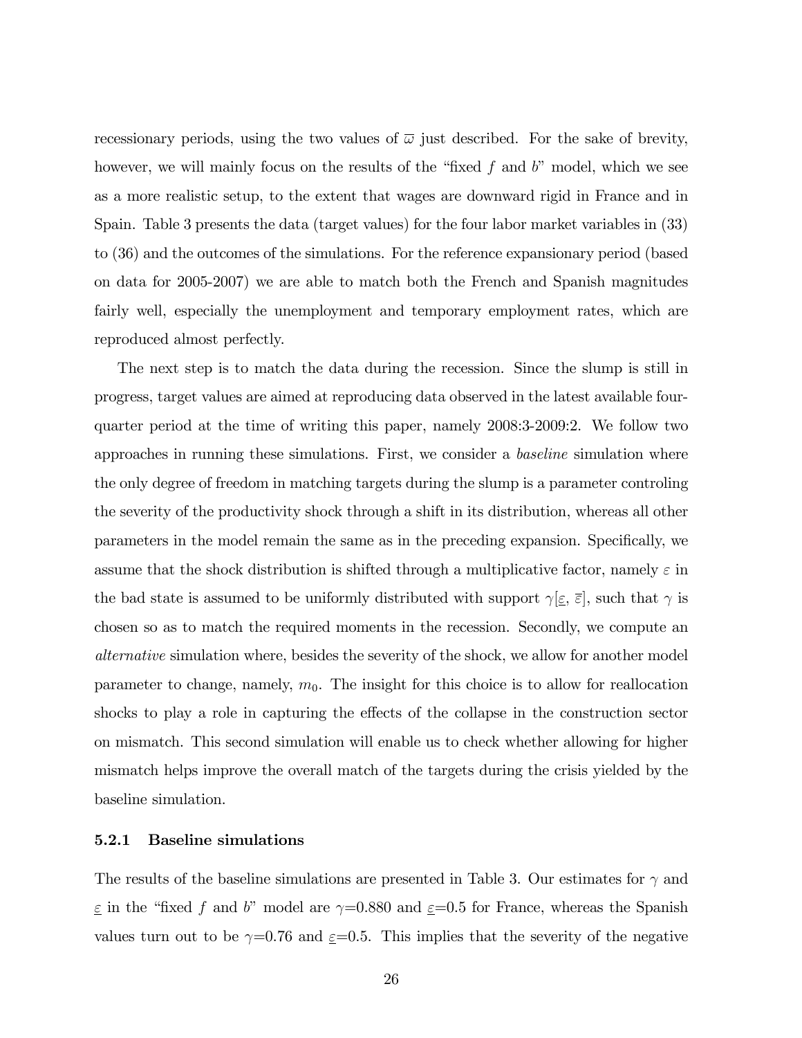recessionary periods, using the two values of $\overline{\omega}$ just described. For the sake of brevity, however, we will mainly focus on the results of the "fixed $f$ and $b$" model, which we see as a more realistic setup, to the extent that wages are downward rigid in France and in Spain. Table 3 presents the data (target values) for the four labor market variables in (33) to (36) and the outcomes of the simulations. For the reference expansionary period (based on data for 2005-2007) we are able to match both the French and Spanish magnitudes fairly well, especially the unemployment and temporary employment rates, which are reproduced almost perfectly.

The next step is to match the data during the recession. Since the slump is still in progress, target values are aimed at reproducing data observed in the latest available four-quarter period at the time of writing this paper, namely 2008:3-2009:2. We follow two approaches in running these simulations. First, we consider a *baseline* simulation where the only degree of freedom in matching targets during the slump is a parameter controling the severity of the productivity shock through a shift in its distribution, whereas all other parameters in the model remain the same as in the preceding expansion. Specifically, we assume that the shock distribution is shifted through a multiplicative factor, namely $\varepsilon$ in the bad state is assumed to be uniformly distributed with support $\gamma[\underline{\varepsilon}, \overline{\varepsilon}]$, such that $\gamma$ is chosen so as to match the required moments in the recession. Secondly, we compute an *alternative* simulation where, besides the severity of the shock, we allow for another model parameter to change, namely, $m_0$. The insight for this choice is to allow for reallocation shocks to play a role in capturing the effects of the collapse in the construction sector on mismatch. This second simulation will enable us to check whether allowing for higher mismatch helps improve the overall match of the targets during the crisis yielded by the baseline simulation.

### 5.2.1 Baseline simulations

The results of the baseline simulations are presented in Table 3. Our estimates for $\gamma$ and $\underline{\varepsilon}$ in the "fixed $f$ and $b$" model are $\gamma$=0.880 and $\underline{\varepsilon}$=0.5 for France, whereas the Spanish values turn out to be $\gamma$=0.76 and $\underline{\varepsilon}$=0.5. This implies that the severity of the negative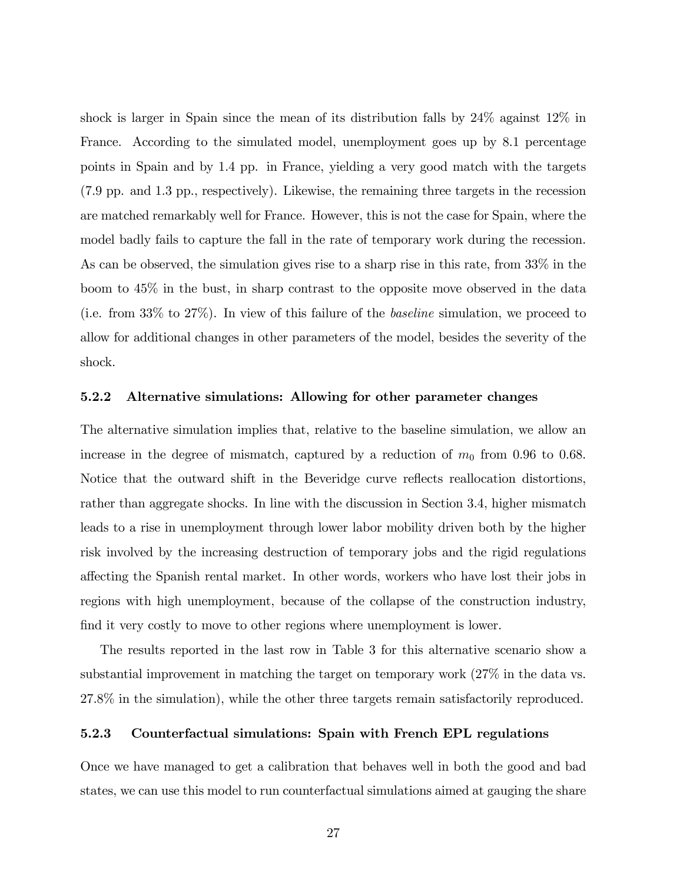shock is larger in Spain since the mean of its distribution falls by 24% against 12% in France. According to the simulated model, unemployment goes up by 8.1 percentage points in Spain and by 1.4 pp. in France, yielding a very good match with the targets (7.9 pp. and 1.3 pp., respectively). Likewise, the remaining three targets in the recession are matched remarkably well for France. However, this is not the case for Spain, where the model badly fails to capture the fall in the rate of temporary work during the recession. As can be observed, the simulation gives rise to a sharp rise in this rate, from 33% in the boom to 45% in the bust, in sharp contrast to the opposite move observed in the data (i.e. from 33% to 27%). In view of this failure of the *baseline* simulation, we proceed to allow for additional changes in other parameters of the model, besides the severity of the shock.

#### 5.2.2 Alternative simulations: Allowing for other parameter changes

The alternative simulation implies that, relative to the baseline simulation, we allow an increase in the degree of mismatch, captured by a reduction of $m_0$ from 0.96 to 0.68. Notice that the outward shift in the Beveridge curve reflects reallocation distortions, rather than aggregate shocks. In line with the discussion in Section 3.4, higher mismatch leads to a rise in unemployment through lower labor mobility driven both by the higher risk involved by the increasing destruction of temporary jobs and the rigid regulations affecting the Spanish rental market. In other words, workers who have lost their jobs in regions with high unemployment, because of the collapse of the construction industry, find it very costly to move to other regions where unemployment is lower.

The results reported in the last row in Table 3 for this alternative scenario show a substantial improvement in matching the target on temporary work (27% in the data vs. 27.8% in the simulation), while the other three targets remain satisfactorily reproduced.

#### 5.2.3 Counterfactual simulations: Spain with French EPL regulations

Once we have managed to get a calibration that behaves well in both the good and bad states, we can use this model to run counterfactual simulations aimed at gauging the share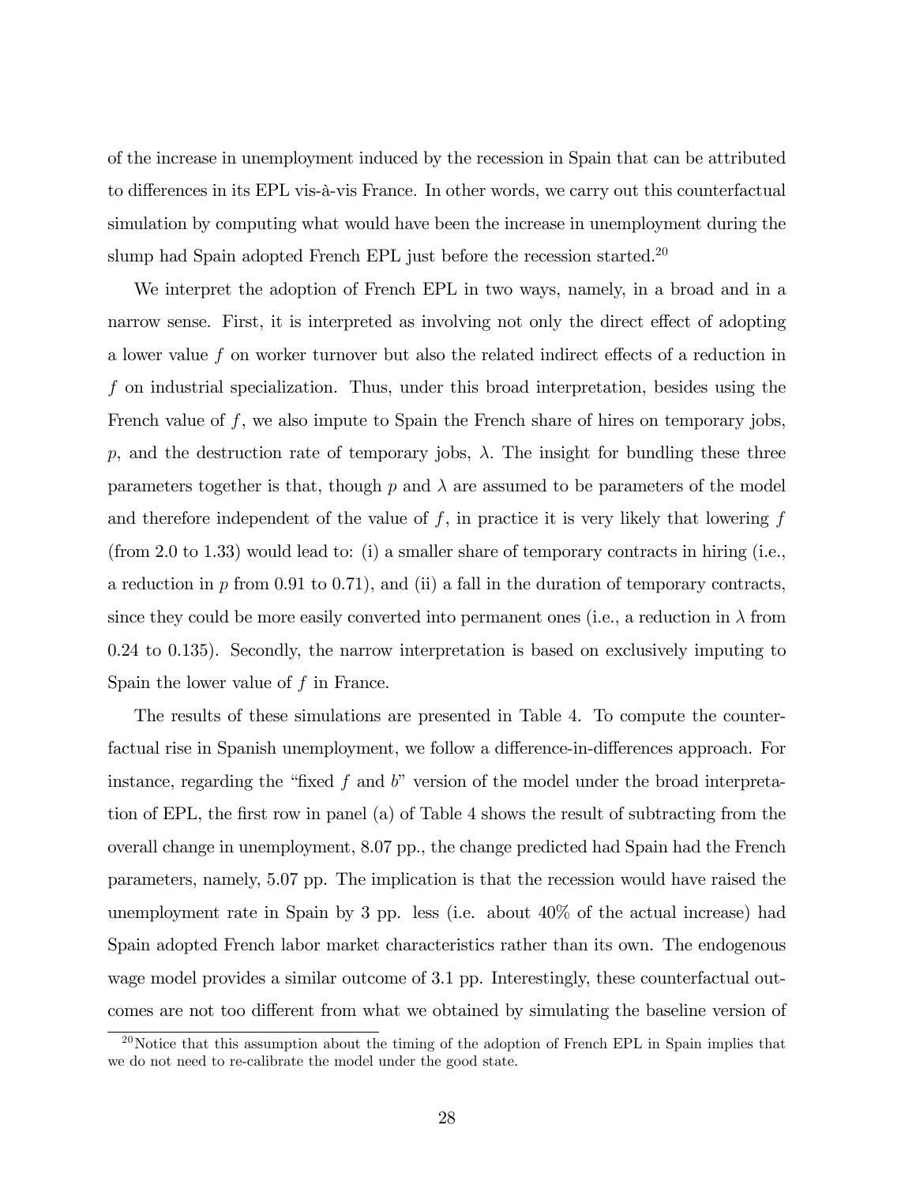of the increase in unemployment induced by the recession in Spain that can be attributed to differences in its EPL vis-à-vis France. In other words, we carry out this counterfactual simulation by computing what would have been the increase in unemployment during the slump had Spain adopted French EPL just before the recession started.[20]

We interpret the adoption of French EPL in two ways, namely, in a broad and in a narrow sense. First, it is interpreted as involving not only the direct effect of adopting a lower value $f$ on worker turnover but also the related indirect effects of a reduction in $f$ on industrial specialization. Thus, under this broad interpretation, besides using the French value of $f$, we also impute to Spain the French share of hires on temporary jobs, $p$, and the destruction rate of temporary jobs, $\lambda$. The insight for bundling these three parameters together is that, though $p$ and $\lambda$ are assumed to be parameters of the model and therefore independent of the value of $f$, in practice it is very likely that lowering $f$ (from 2.0 to 1.33) would lead to: (i) a smaller share of temporary contracts in hiring (i.e., a reduction in $p$ from 0.91 to 0.71), and (ii) a fall in the duration of temporary contracts, since they could be more easily converted into permanent ones (i.e., a reduction in $\lambda$ from 0.24 to 0.135). Secondly, the narrow interpretation is based on exclusively imputing to Spain the lower value of $f$ in France.

The results of these simulations are presented in Table 4. To compute the counterfactual rise in Spanish unemployment, we follow a difference-in-differences approach. For instance, regarding the "fixed $f$ and $b$" version of the model under the broad interpretation of EPL, the first row in panel (a) of Table 4 shows the result of subtracting from the overall change in unemployment, 8.07 pp., the change predicted had Spain had the French parameters, namely, 5.07 pp. The implication is that the recession would have raised the unemployment rate in Spain by 3 pp. less (i.e. about 40% of the actual increase) had Spain adopted French labor market characteristics rather than its own. The endogenous wage model provides a similar outcome of 3.1 pp. Interestingly, these counterfactual outcomes are not too different from what we obtained by simulating the baseline version of

[20] Notice that this assumption about the timing of the adoption of French EPL in Spain implies that we do not need to re-calibrate the model under the good state.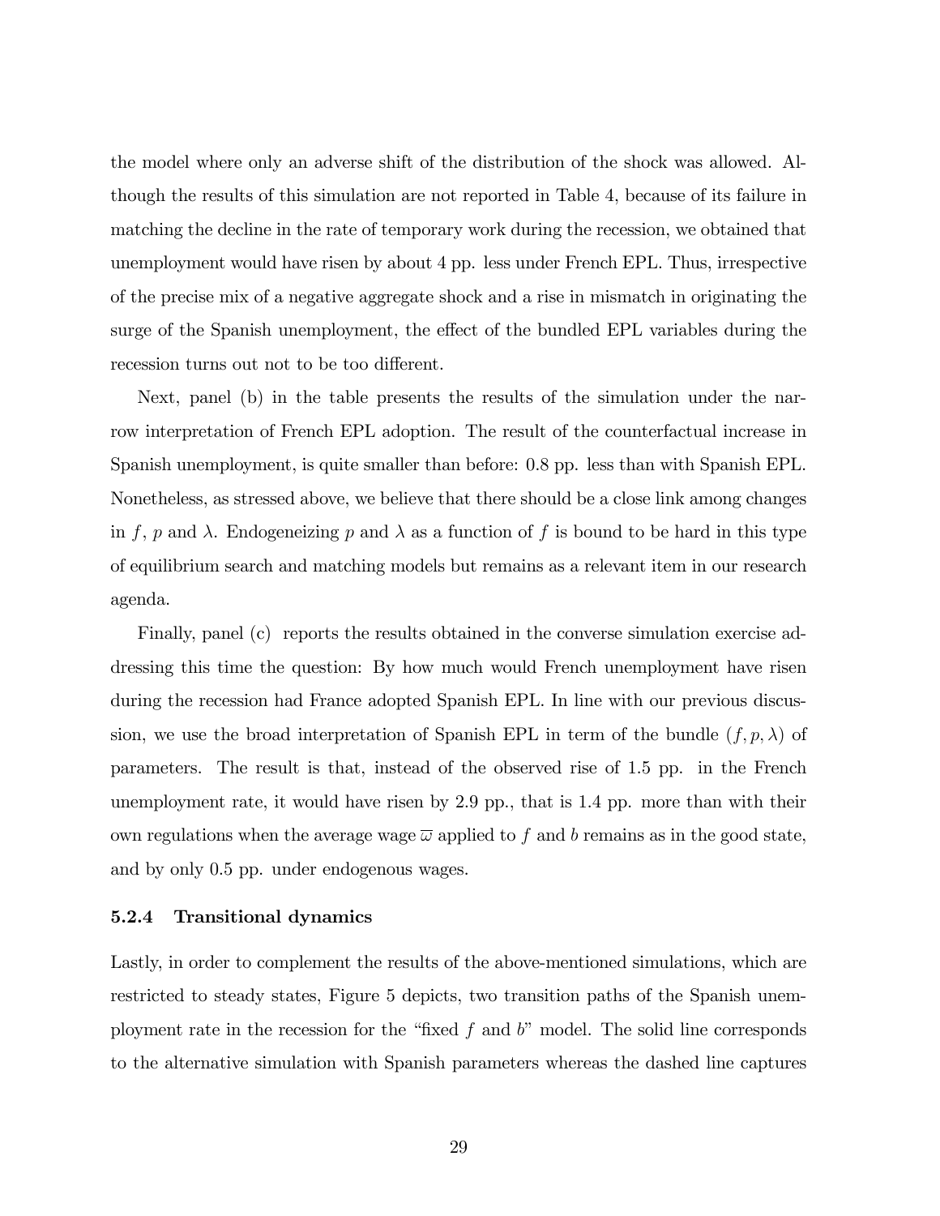the model where only an adverse shift of the distribution of the shock was allowed. Although the results of this simulation are not reported in Table 4, because of its failure in matching the decline in the rate of temporary work during the recession, we obtained that unemployment would have risen by about 4 pp. less under French EPL. Thus, irrespective of the precise mix of a negative aggregate shock and a rise in mismatch in originating the surge of the Spanish unemployment, the effect of the bundled EPL variables during the recession turns out not to be too different.

Next, panel (b) in the table presents the results of the simulation under the narrow interpretation of French EPL adoption. The result of the counterfactual increase in Spanish unemployment, is quite smaller than before: 0.8 pp. less than with Spanish EPL. Nonetheless, as stressed above, we believe that there should be a close link among changes in $f$, $p$ and $\lambda$. Endogeneizing $p$ and $\lambda$ as a function of $f$ is bound to be hard in this type of equilibrium search and matching models but remains as a relevant item in our research agenda.

Finally, panel (c) reports the results obtained in the converse simulation exercise addressing this time the question: By how much would French unemployment have risen during the recession had France adopted Spanish EPL. In line with our previous discussion, we use the broad interpretation of Spanish EPL in term of the bundle $(f, p, \lambda)$ of parameters. The result is that, instead of the observed rise of 1.5 pp. in the French unemployment rate, it would have risen by 2.9 pp., that is 1.4 pp. more than with their own regulations when the average wage $\overline{\omega}$ applied to $f$ and $b$ remains as in the good state, and by only 0.5 pp. under endogenous wages.

### 5.2.4 Transitional dynamics

Lastly, in order to complement the results of the above-mentioned simulations, which are restricted to steady states, Figure 5 depicts, two transition paths of the Spanish unemployment rate in the recession for the "fixed $f$ and $b$" model. The solid line corresponds to the alternative simulation with Spanish parameters whereas the dashed line captures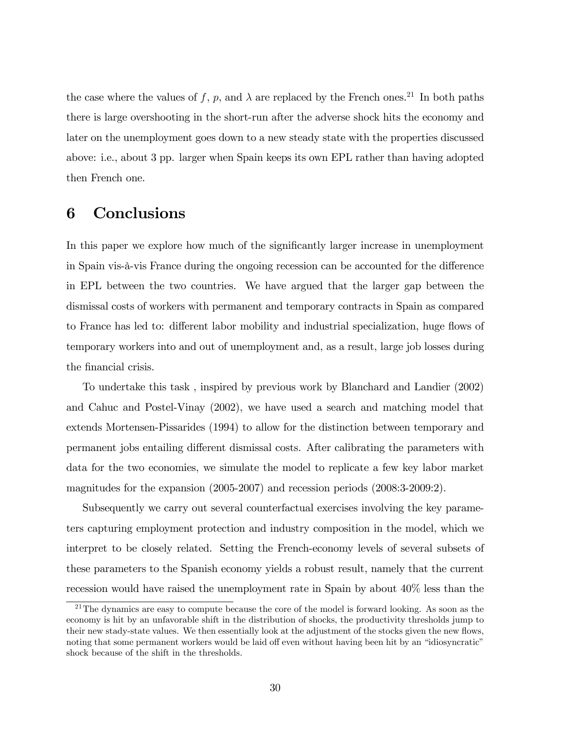the case where the values of $f$, $p$, and $\lambda$ are replaced by the French ones.[21] In both paths there is large overshooting in the short-run after the adverse shock hits the economy and later on the unemployment goes down to a new steady state with the properties discussed above: i.e., about 3 pp. larger when Spain keeps its own EPL rather than having adopted then French one.

# 6 Conclusions

In this paper we explore how much of the significantly larger increase in unemployment in Spain vis-à-vis France during the ongoing recession can be accounted for the difference in EPL between the two countries. We have argued that the larger gap between the dismissal costs of workers with permanent and temporary contracts in Spain as compared to France has led to: different labor mobility and industrial specialization, huge flows of temporary workers into and out of unemployment and, as a result, large job losses during the financial crisis.

To undertake this task , inspired by previous work by Blanchard and Landier (2002) and Cahuc and Postel-Vinay (2002), we have used a search and matching model that extends Mortensen-Pissarides (1994) to allow for the distinction between temporary and permanent jobs entailing different dismissal costs. After calibrating the parameters with data for the two economies, we simulate the model to replicate a few key labor market magnitudes for the expansion (2005-2007) and recession periods (2008:3-2009:2).

Subsequently we carry out several counterfactual exercises involving the key parameters capturing employment protection and industry composition in the model, which we interpret to be closely related. Setting the French-economy levels of several subsets of these parameters to the Spanish economy yields a robust result, namely that the current recession would have raised the unemployment rate in Spain by about 40% less than the

[21] The dynamics are easy to compute because the core of the model is forward looking. As soon as the economy is hit by an unfavorable shift in the distribution of shocks, the productivity thresholds jump to their new stady-state values. We then essentially look at the adjustment of the stocks given the new flows, noting that some permanent workers would be laid off even without having been hit by an "idiosyncratic" shock because of the shift in the thresholds.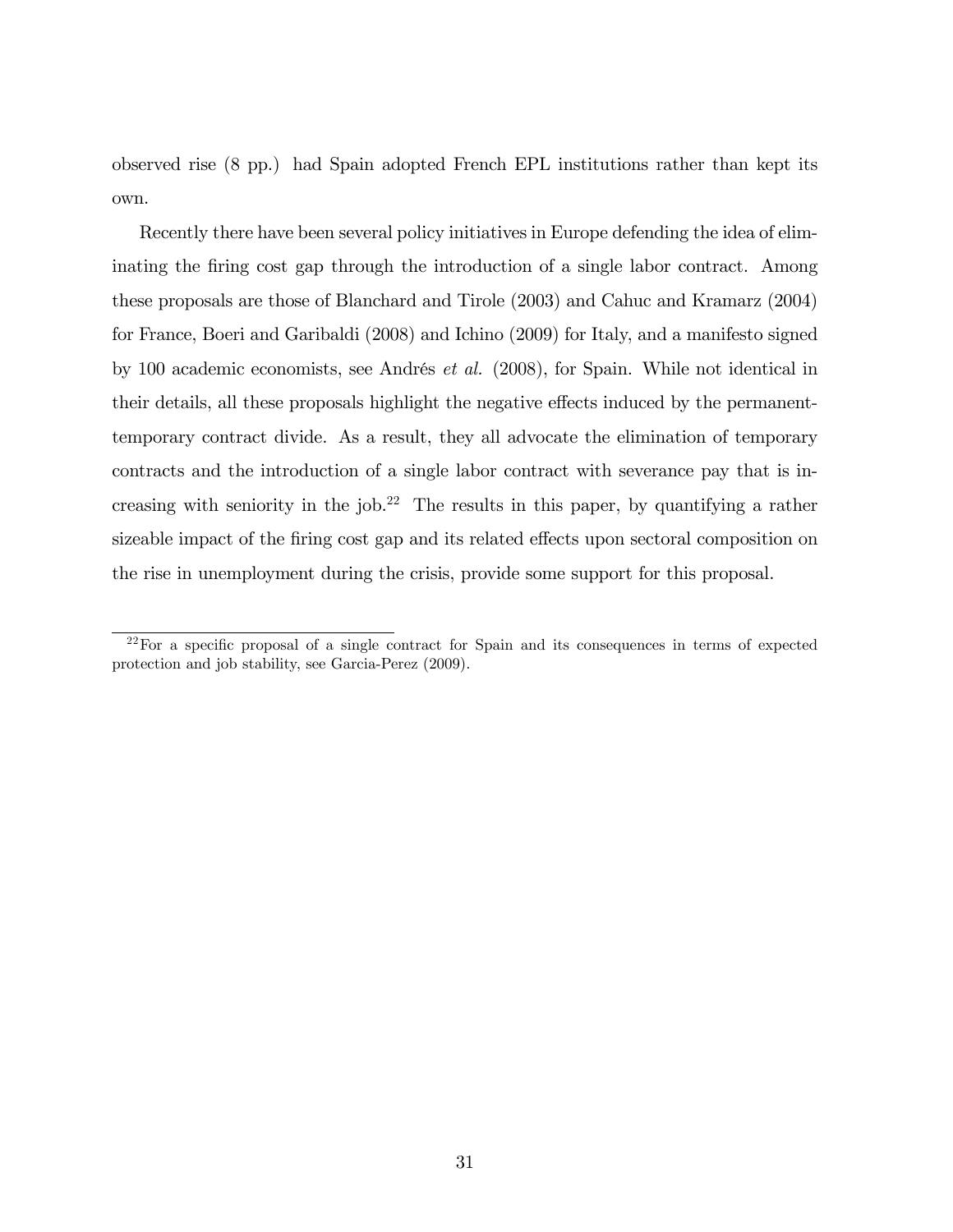observed rise (8 pp.) had Spain adopted French EPL institutions rather than kept its own.

Recently there have been several policy initiatives in Europe defending the idea of eliminating the firing cost gap through the introduction of a single labor contract. Among these proposals are those of Blanchard and Tirole (2003) and Cahuc and Kramarz (2004) for France, Boeri and Garibaldi (2008) and Ichino (2009) for Italy, and a manifesto signed by 100 academic economists, see Andrés *et al.* (2008), for Spain. While not identical in their details, all these proposals highlight the negative effects induced by the permanent-temporary contract divide. As a result, they all advocate the elimination of temporary contracts and the introduction of a single labor contract with severance pay that is increasing with seniority in the job.[22] The results in this paper, by quantifying a rather sizeable impact of the firing cost gap and its related effects upon sectoral composition on the rise in unemployment during the crisis, provide some support for this proposal.

---

[22] For a specific proposal of a single contract for Spain and its consequences in terms of expected protection and job stability, see Garcia-Perez (2009).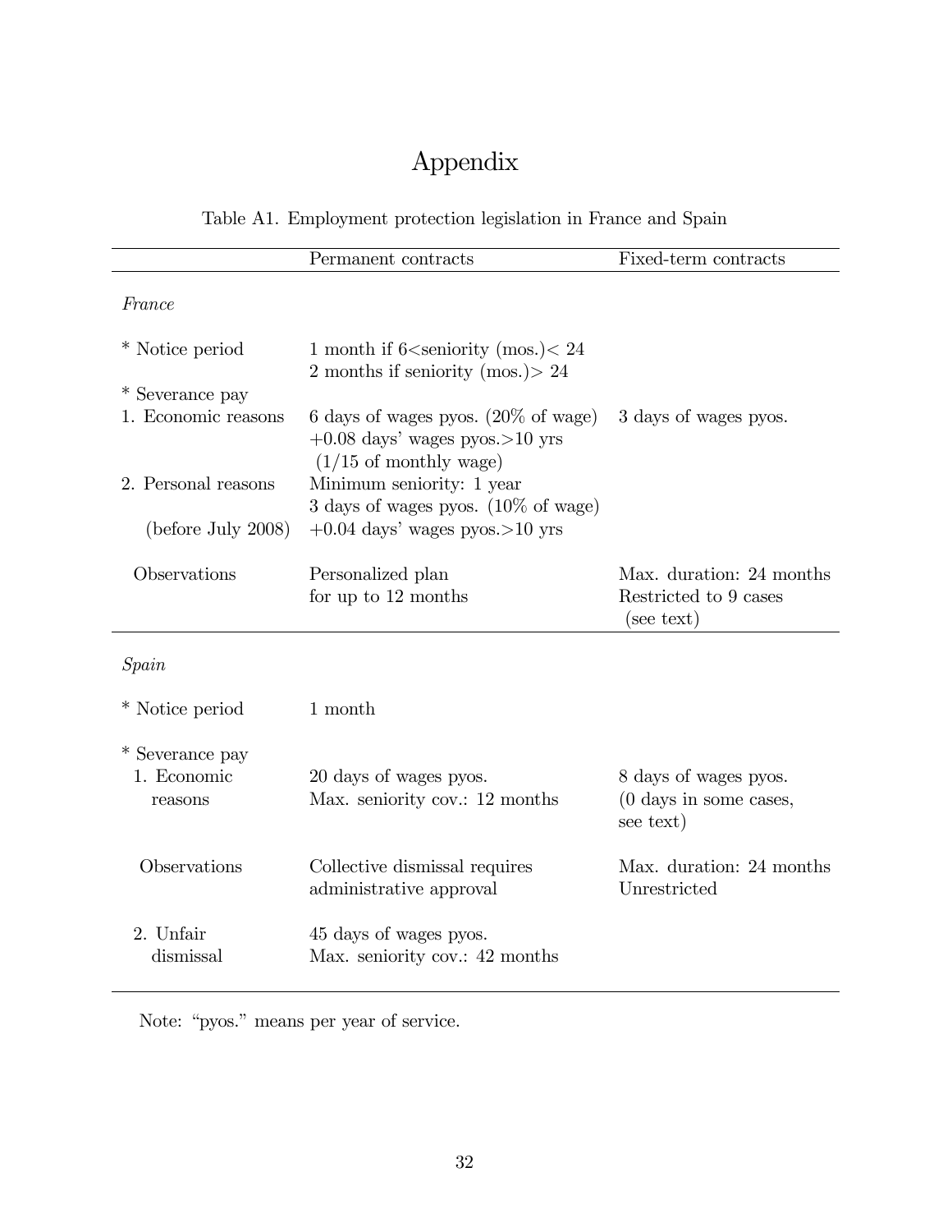# Appendix

Table A1. Employment protection legislation in France and Spain

| | Permanent contracts | Fixed-term contracts |
|---|---|---|
| *France* | | |
| * Notice period | 1 month if 6<seniority (mos.)< 24<br>2 months if seniority (mos.)> 24 | |
| * Severance pay | | |
| 1. Economic reasons | 6 days of wages pyos. (20% of wage)<br>+0.08 days' wages pyos.>10 yrs<br>(1/15 of monthly wage) | 3 days of wages pyos. |
| 2. Personal reasons<br>(before July 2008) | Minimum seniority: 1 year<br>3 days of wages pyos. (10% of wage)<br>+0.04 days' wages pyos.>10 yrs | |
| Observations | Personalized plan<br>for up to 12 months | Max. duration: 24 months<br>Restricted to 9 cases<br>(see text) |
| *Spain* | | |
| * Notice period | 1 month | |
| * Severance pay | | |
| 1. Economic reasons | 20 days of wages pyos.<br>Max. seniority cov.: 12 months | 8 days of wages pyos.<br>(0 days in some cases, see text) |
| Observations | Collective dismissal requires administrative approval | Max. duration: 24 months<br>Unrestricted |
| 2. Unfair dismissal | 45 days of wages pyos.<br>Max. seniority cov.: 42 months | |

Note: "pyos." means per year of service.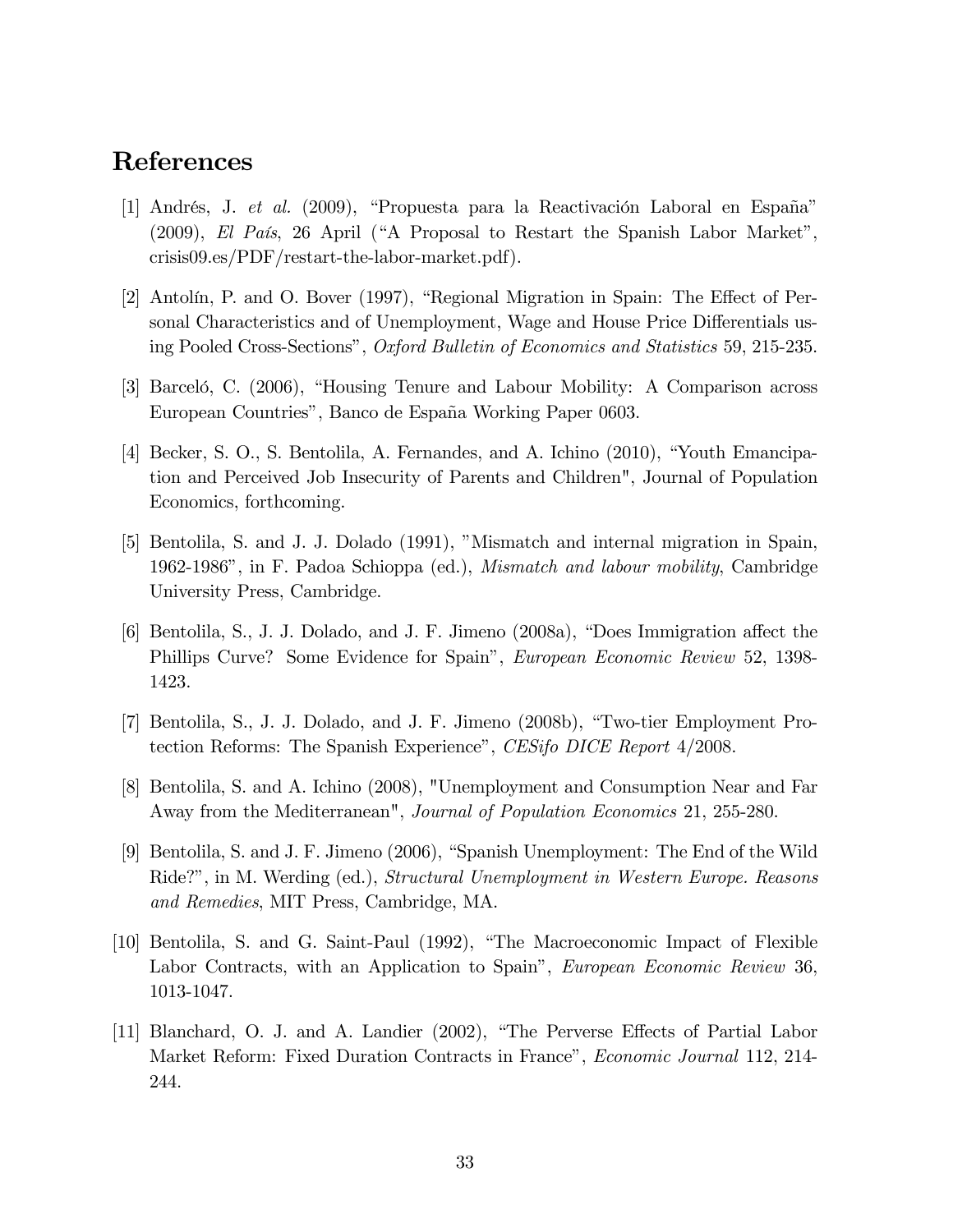## References

[1] Andrés, J. *et al.* (2009), "Propuesta para la Reactivación Laboral en España" (2009), *El País*, 26 April ("A Proposal to Restart the Spanish Labor Market", crisis09.es/PDF/restart-the-labor-market.pdf).

[2] Antolín, P. and O. Bover (1997), "Regional Migration in Spain: The Effect of Personal Characteristics and of Unemployment, Wage and House Price Differentials using Pooled Cross-Sections", *Oxford Bulletin of Economics and Statistics* 59, 215-235.

[3] Barceló, C. (2006), "Housing Tenure and Labour Mobility: A Comparison across European Countries", Banco de España Working Paper 0603.

[4] Becker, S. O., S. Bentolila, A. Fernandes, and A. Ichino (2010), "Youth Emancipation and Perceived Job Insecurity of Parents and Children", Journal of Population Economics, forthcoming.

[5] Bentolila, S. and J. J. Dolado (1991), "Mismatch and internal migration in Spain, 1962-1986", in F. Padoa Schioppa (ed.), *Mismatch and labour mobility*, Cambridge University Press, Cambridge.

[6] Bentolila, S., J. J. Dolado, and J. F. Jimeno (2008a), "Does Immigration affect the Phillips Curve? Some Evidence for Spain", *European Economic Review* 52, 1398-1423.

[7] Bentolila, S., J. J. Dolado, and J. F. Jimeno (2008b), "Two-tier Employment Protection Reforms: The Spanish Experience", *CESifo DICE Report* 4/2008.

[8] Bentolila, S. and A. Ichino (2008), "Unemployment and Consumption Near and Far Away from the Mediterranean", *Journal of Population Economics* 21, 255-280.

[9] Bentolila, S. and J. F. Jimeno (2006), "Spanish Unemployment: The End of the Wild Ride?", in M. Werding (ed.), *Structural Unemployment in Western Europe. Reasons and Remedies*, MIT Press, Cambridge, MA.

[10] Bentolila, S. and G. Saint-Paul (1992), "The Macroeconomic Impact of Flexible Labor Contracts, with an Application to Spain", *European Economic Review* 36, 1013-1047.

[11] Blanchard, O. J. and A. Landier (2002), "The Perverse Effects of Partial Labor Market Reform: Fixed Duration Contracts in France", *Economic Journal* 112, 214-244.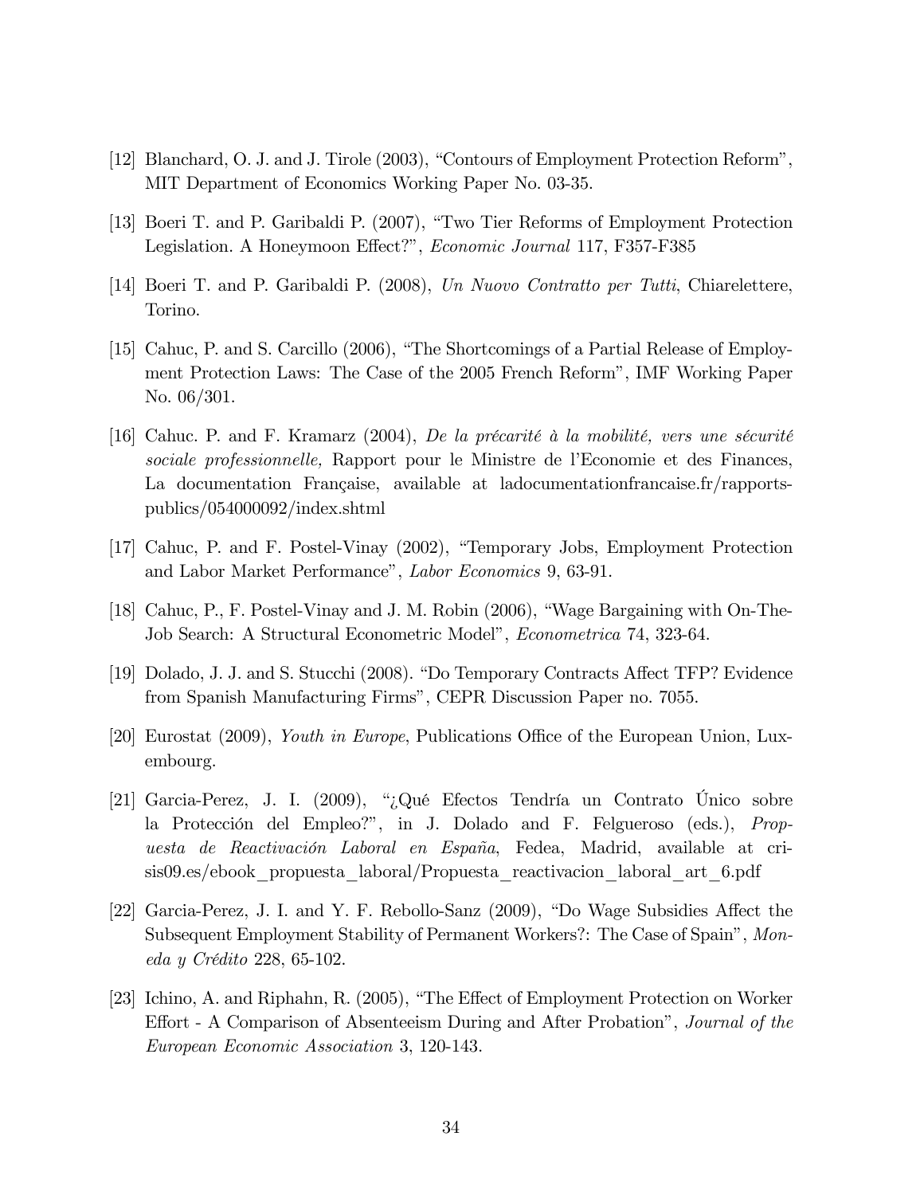[12] Blanchard, O. J. and J. Tirole (2003), "Contours of Employment Protection Reform", MIT Department of Economics Working Paper No. 03-35.

[13] Boeri T. and P. Garibaldi P. (2007), "Two Tier Reforms of Employment Protection Legislation. A Honeymoon Effect?", *Economic Journal* 117, F357-F385

[14] Boeri T. and P. Garibaldi P. (2008), *Un Nuovo Contratto per Tutti*, Chiarelettere, Torino.

[15] Cahuc, P. and S. Carcillo (2006), "The Shortcomings of a Partial Release of Employment Protection Laws: The Case of the 2005 French Reform", IMF Working Paper No. 06/301.

[16] Cahuc. P. and F. Kramarz (2004), *De la précarité à la mobilité, vers une sécurité sociale professionnelle,* Rapport pour le Ministre de l'Economie et des Finances, La documentation Française, available at ladocumentationfrancaise.fr/rapports-publics/054000092/index.shtml

[17] Cahuc, P. and F. Postel-Vinay (2002), "Temporary Jobs, Employment Protection and Labor Market Performance", *Labor Economics* 9, 63-91.

[18] Cahuc, P., F. Postel-Vinay and J. M. Robin (2006), "Wage Bargaining with On-The-Job Search: A Structural Econometric Model", *Econometrica* 74, 323-64.

[19] Dolado, J. J. and S. Stucchi (2008). "Do Temporary Contracts Affect TFP? Evidence from Spanish Manufacturing Firms", CEPR Discussion Paper no. 7055.

[20] Eurostat (2009), *Youth in Europe*, Publications Office of the European Union, Luxembourg.

[21] Garcia-Perez, J. I. (2009), "¿Qué Efectos Tendría un Contrato Único sobre la Protección del Empleo?", in J. Dolado and F. Felgueroso (eds.), *Propuesta de Reactivación Laboral en España*, Fedea, Madrid, available at crisis09.es/ebook_propuesta_laboral/Propuesta_reactivacion_laboral_art_6.pdf

[22] Garcia-Perez, J. I. and Y. F. Rebollo-Sanz (2009), "Do Wage Subsidies Affect the Subsequent Employment Stability of Permanent Workers?: The Case of Spain", *Moneda y Crédito* 228, 65-102.

[23] Ichino, A. and Riphahn, R. (2005), "The Effect of Employment Protection on Worker Effort - A Comparison of Absenteeism During and After Probation", *Journal of the European Economic Association* 3, 120-143.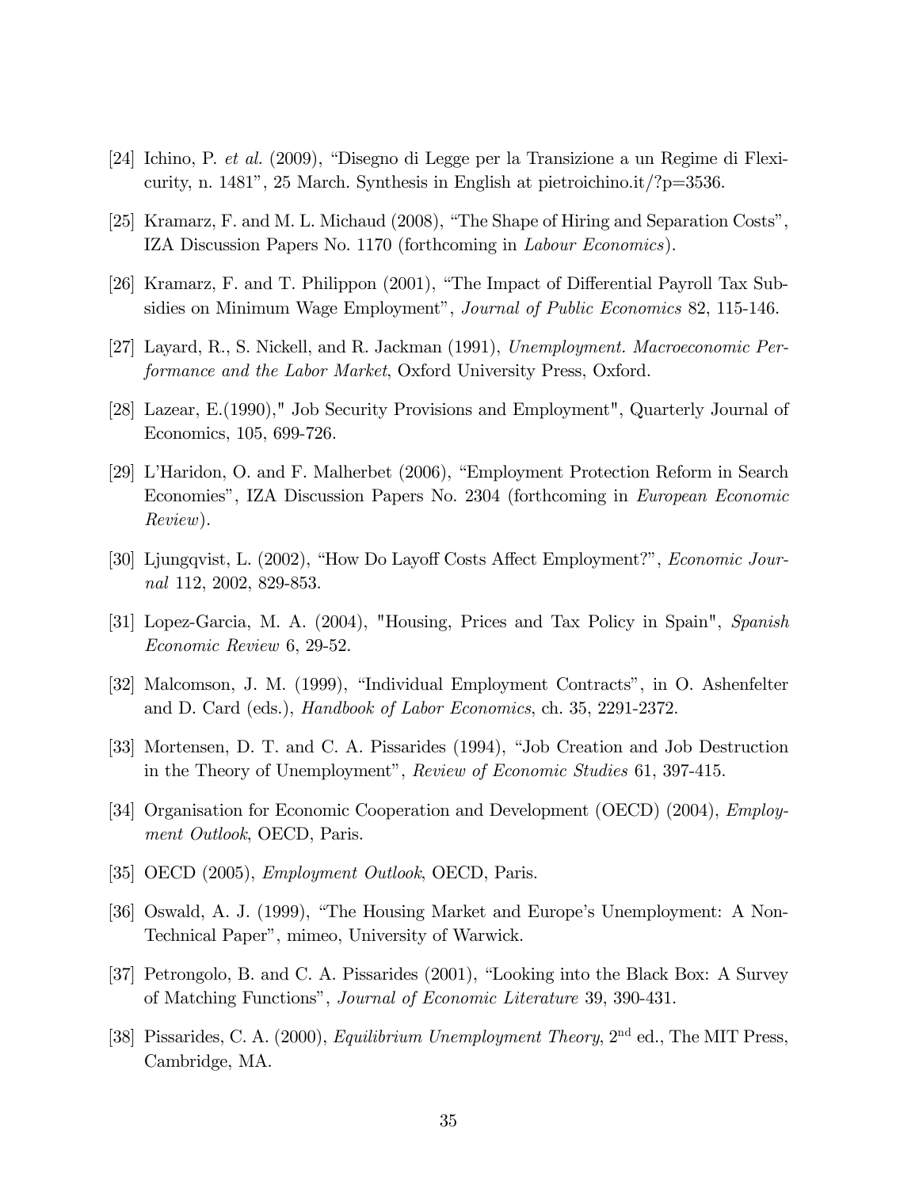[24] Ichino, P. *et al.* (2009), "Disegno di Legge per la Transizione a un Regime di Flexicurity, n. 1481", 25 March. Synthesis in English at pietroichino.it/?p=3536.

[25] Kramarz, F. and M. L. Michaud (2008), "The Shape of Hiring and Separation Costs", IZA Discussion Papers No. 1170 (forthcoming in *Labour Economics*).

[26] Kramarz, F. and T. Philippon (2001), "The Impact of Differential Payroll Tax Subsidies on Minimum Wage Employment", *Journal of Public Economics* 82, 115-146.

[27] Layard, R., S. Nickell, and R. Jackman (1991), *Unemployment. Macroeconomic Performance and the Labor Market*, Oxford University Press, Oxford.

[28] Lazear, E.(1990)," Job Security Provisions and Employment", Quarterly Journal of Economics, 105, 699-726.

[29] L'Haridon, O. and F. Malherbet (2006), "Employment Protection Reform in Search Economies", IZA Discussion Papers No. 2304 (forthcoming in *European Economic Review*).

[30] Ljungqvist, L. (2002), "How Do Layoff Costs Affect Employment?", *Economic Journal* 112, 2002, 829-853.

[31] Lopez-Garcia, M. A. (2004), "Housing, Prices and Tax Policy in Spain", *Spanish Economic Review* 6, 29-52.

[32] Malcomson, J. M. (1999), "Individual Employment Contracts", in O. Ashenfelter and D. Card (eds.), *Handbook of Labor Economics*, ch. 35, 2291-2372.

[33] Mortensen, D. T. and C. A. Pissarides (1994), "Job Creation and Job Destruction in the Theory of Unemployment", *Review of Economic Studies* 61, 397-415.

[34] Organisation for Economic Cooperation and Development (OECD) (2004), *Employment Outlook*, OECD, Paris.

[35] OECD (2005), *Employment Outlook*, OECD, Paris.

[36] Oswald, A. J. (1999), "The Housing Market and Europe's Unemployment: A Non-Technical Paper", mimeo, University of Warwick.

[37] Petrongolo, B. and C. A. Pissarides (2001), "Looking into the Black Box: A Survey of Matching Functions", *Journal of Economic Literature* 39, 390-431.

[38] Pissarides, C. A. (2000), *Equilibrium Unemployment Theory*, 2nd ed., The MIT Press, Cambridge, MA.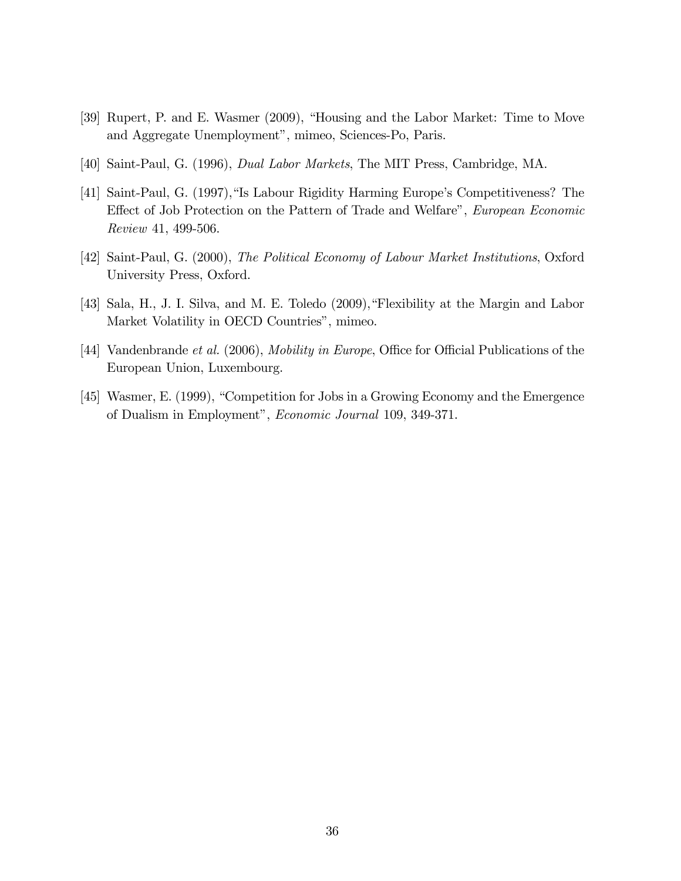[39] Rupert, P. and E. Wasmer (2009), "Housing and the Labor Market: Time to Move and Aggregate Unemployment", mimeo, Sciences-Po, Paris.

[40] Saint-Paul, G. (1996), *Dual Labor Markets*, The MIT Press, Cambridge, MA.

[41] Saint-Paul, G. (1997),"Is Labour Rigidity Harming Europe's Competitiveness? The Effect of Job Protection on the Pattern of Trade and Welfare", *European Economic Review* 41, 499-506.

[42] Saint-Paul, G. (2000), *The Political Economy of Labour Market Institutions*, Oxford University Press, Oxford.

[43] Sala, H., J. I. Silva, and M. E. Toledo (2009),"Flexibility at the Margin and Labor Market Volatility in OECD Countries", mimeo.

[44] Vandenbrande *et al.* (2006), *Mobility in Europe*, Office for Official Publications of the European Union, Luxembourg.

[45] Wasmer, E. (1999), "Competition for Jobs in a Growing Economy and the Emergence of Dualism in Employment", *Economic Journal* 109, 349-371.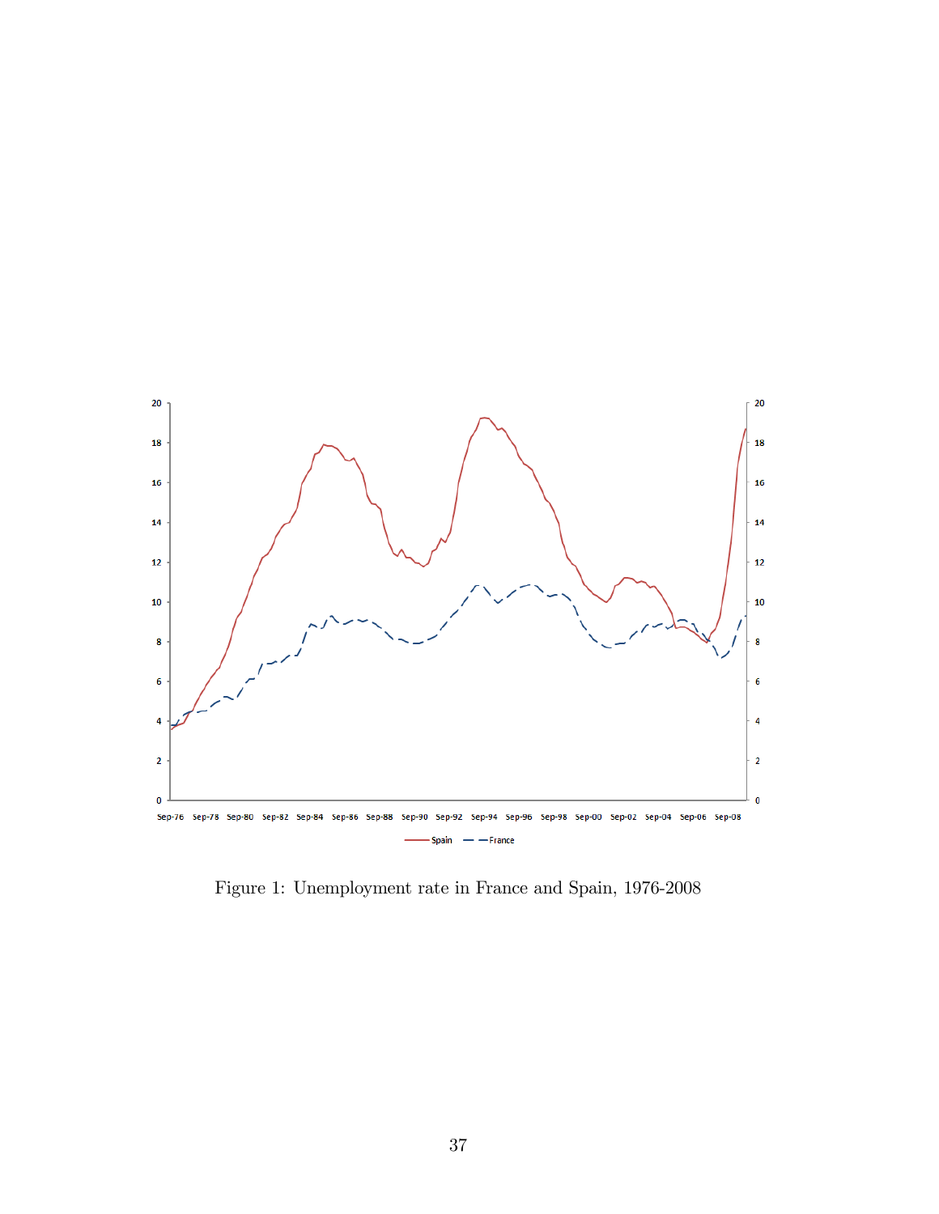Figure 1: Unemployment rate in France and Spain, 1976-2008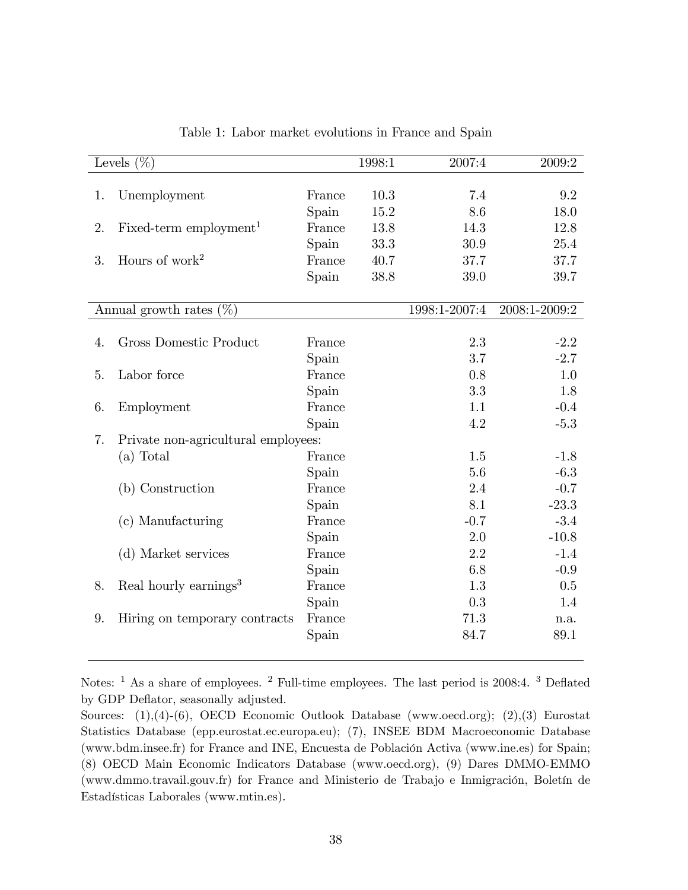Table 1: Labor market evolutions in France and Spain

| Levels (%) | | | 1998:1 | 2007:4 | 2009:2 |
|---|---|---|---|---|---|
| 1. | Unemployment | France | 10.3 | 7.4 | 9.2 |
| | | Spain | 15.2 | 8.6 | 18.0 |
| 2. | Fixed-term employment[1] | France | 13.8 | 14.3 | 12.8 |
| | | Spain | 33.3 | 30.9 | 25.4 |
| 3. | Hours of work[2] | France | 40.7 | 37.7 | 37.7 |
| | | Spain | 38.8 | 39.0 | 39.7 |
| **Annual growth rates (%)** | | | | **1998:1-2007:4** | **2008:1-2009:2** |
| 4. | Gross Domestic Product | France | | 2.3 | -2.2 |
| | | Spain | | 3.7 | -2.7 |
| 5. | Labor force | France | | 0.8 | 1.0 |
| | | Spain | | 3.3 | 1.8 |
| 6. | Employment | France | | 1.1 | -0.4 |
| | | Spain | | 4.2 | -5.3 |
| 7. | Private non-agricultural employees: | | | | |
| | (a) Total | France | | 1.5 | -1.8 |
| | | Spain | | 5.6 | -6.3 |
| | (b) Construction | France | | 2.4 | -0.7 |
| | | Spain | | 8.1 | -23.3 |
| | (c) Manufacturing | France | | -0.7 | -3.4 |
| | | Spain | | 2.0 | -10.8 |
| | (d) Market services | France | | 2.2 | -1.4 |
| | | Spain | | 6.8 | -0.9 |
| 8. | Real hourly earnings[3] | France | | 1.3 | 0.5 |
| | | Spain | | 0.3 | 1.4 |
| 9. | Hiring on temporary contracts | France | | 71.3 | n.a. |
| | | Spain | | 84.7 | 89.1 |

Notes: [1] As a share of employees. [2] Full-time employees. The last period is 2008:4. [3] Deflated by GDP Deflator, seasonally adjusted.

Sources: (1),(4)-(6), OECD Economic Outlook Database (www.oecd.org); (2),(3) Eurostat Statistics Database (epp.eurostat.ec.europa.eu); (7), INSEE BDM Macroeconomic Database (www.bdm.insee.fr) for France and INE, Encuesta de Población Activa (www.ine.es) for Spain; (8) OECD Main Economic Indicators Database (www.oecd.org), (9) Dares DMMO-EMMO (www.dmmo.travail.gouv.fr) for France and Ministerio de Trabajo e Inmigración, Boletín de Estadísticas Laborales (www.mtin.es).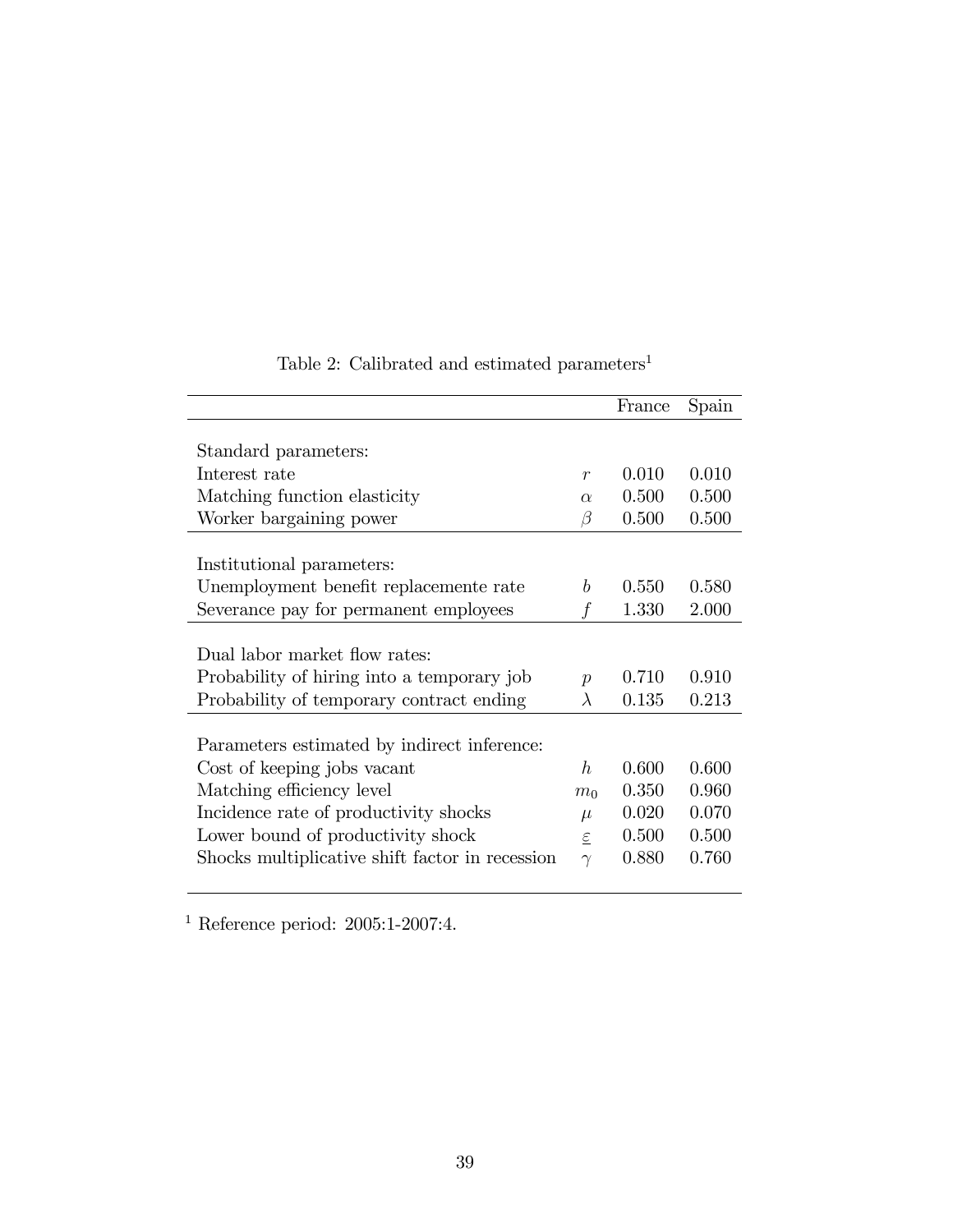Table 2: Calibrated and estimated parameters[1]

| | | France | Spain |
|---|---|---|---|
| Standard parameters: | | | |
| Interest rate | $r$ | 0.010 | 0.010 |
| Matching function elasticity | $\alpha$ | 0.500 | 0.500 |
| Worker bargaining power | $\beta$ | 0.500 | 0.500 |
| Institutional parameters: | | | |
| Unemployment benefit replacemente rate | $b$ | 0.550 | 0.580 |
| Severance pay for permanent employees | $f$ | 1.330 | 2.000 |
| Dual labor market flow rates: | | | |
| Probability of hiring into a temporary job | $p$ | 0.710 | 0.910 |
| Probability of temporary contract ending | $\lambda$ | 0.135 | 0.213 |
| Parameters estimated by indirect inference: | | | |
| Cost of keeping jobs vacant | $h$ | 0.600 | 0.600 |
| Matching efficiency level | $m_0$ | 0.350 | 0.960 |
| Incidence rate of productivity shocks | $\mu$ | 0.020 | 0.070 |
| Lower bound of productivity shock | $\underline{\varepsilon}$ | 0.500 | 0.500 |
| Shocks multiplicative shift factor in recession | $\gamma$ | 0.880 | 0.760 |

[1] Reference period: 2005:1-2007:4.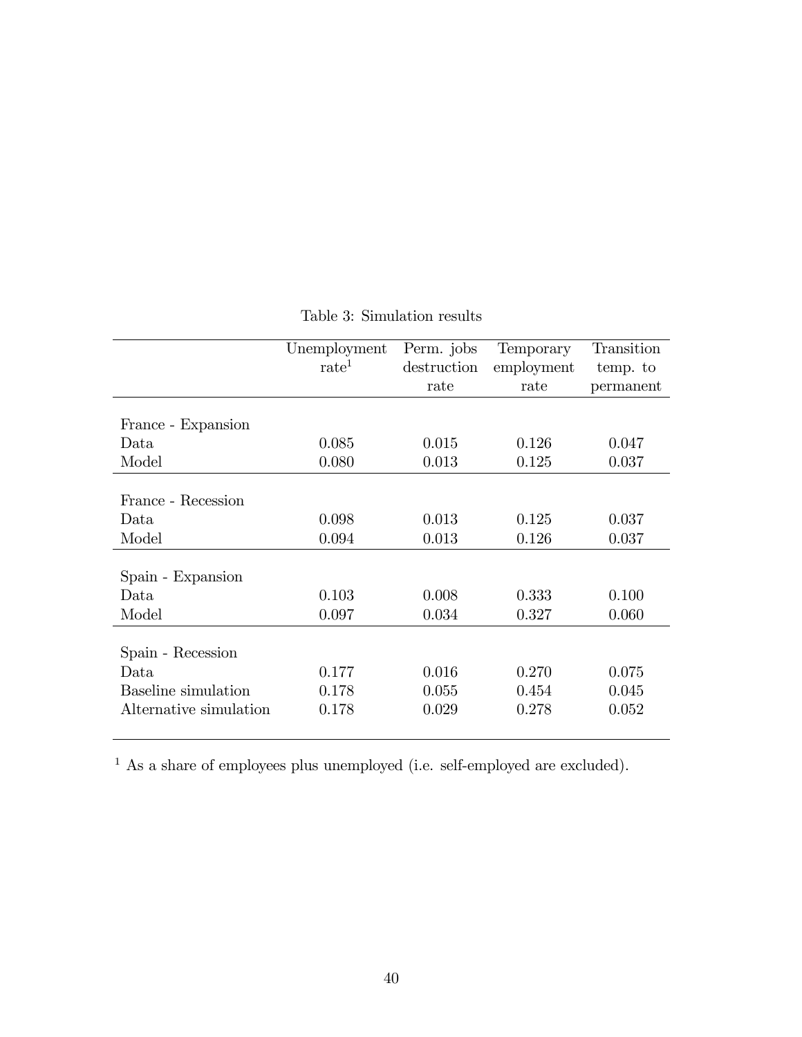Table 3: Simulation results

| | Unemployment rate[1] | Perm. jobs destruction rate | Temporary employment rate | Transition temp. to permanent |
|---|---|---|---|---|
| France - Expansion | | | | |
| Data | 0.085 | 0.015 | 0.126 | 0.047 |
| Model | 0.080 | 0.013 | 0.125 | 0.037 |
| France - Recession | | | | |
| Data | 0.098 | 0.013 | 0.125 | 0.037 |
| Model | 0.094 | 0.013 | 0.126 | 0.037 |
| Spain - Expansion | | | | |
| Data | 0.103 | 0.008 | 0.333 | 0.100 |
| Model | 0.097 | 0.034 | 0.327 | 0.060 |
| Spain - Recession | | | | |
| Data | 0.177 | 0.016 | 0.270 | 0.075 |
| Baseline simulation | 0.178 | 0.055 | 0.454 | 0.045 |
| Alternative simulation | 0.178 | 0.029 | 0.278 | 0.052 |

[1] As a share of employees plus unemployed (i.e. self-employed are excluded).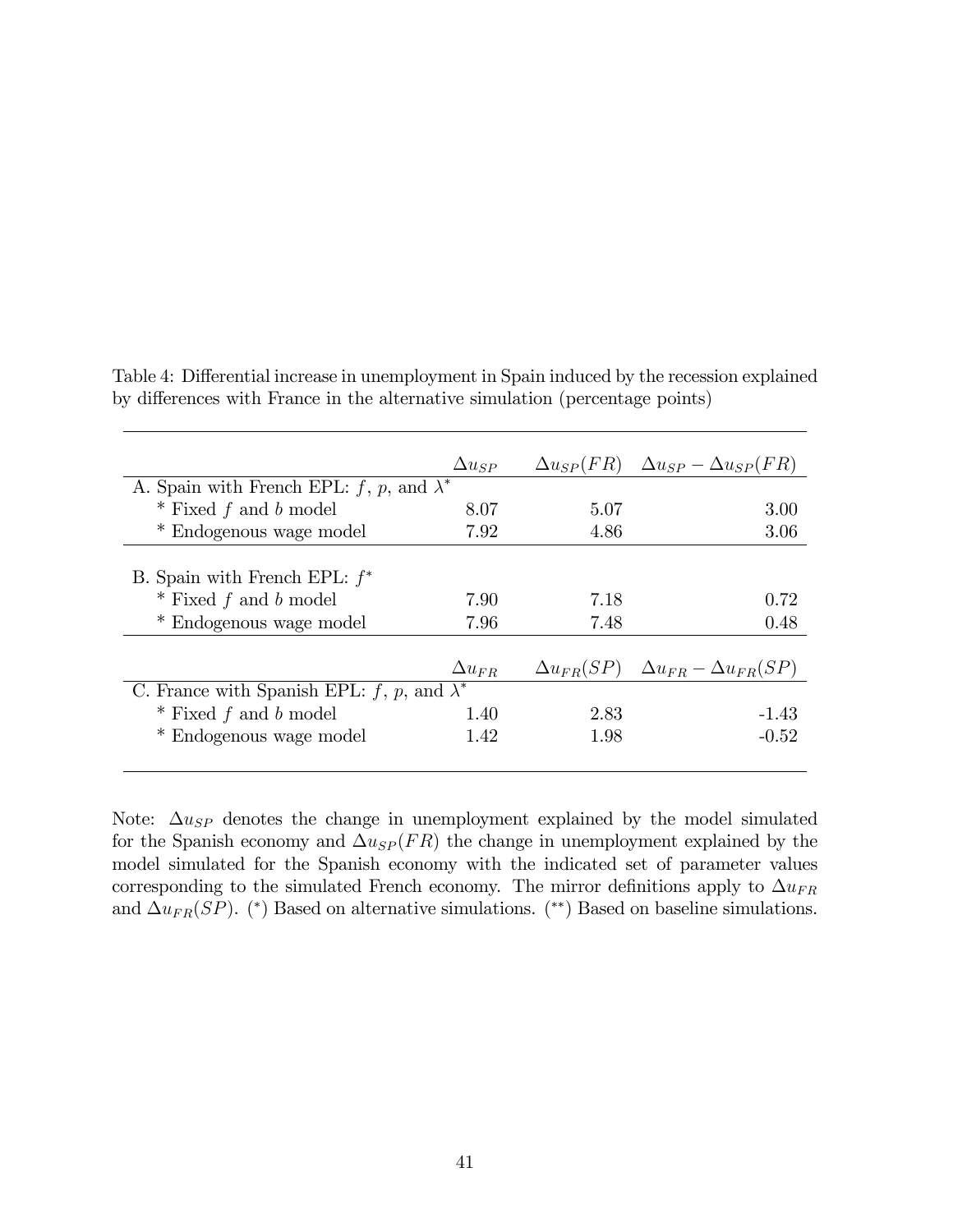Table 4: Differential increase in unemployment in Spain induced by the recession explained by differences with France in the alternative simulation (percentage points)

| | $\Delta u_{SP}$ | $\Delta u_{SP}(FR)$ | $\Delta u_{SP} - \Delta u_{SP}(FR)$ |
|---|---|---|---|
| A. Spain with French EPL: $f$, $p$, and $\lambda^*$ | | | |
| * Fixed $f$ and $b$ model | 8.07 | 5.07 | 3.00 |
| * Endogenous wage model | 7.92 | 4.86 | 3.06 |
| B. Spain with French EPL: $f^*$ | | | |
| * Fixed $f$ and $b$ model | 7.90 | 7.18 | 0.72 |
| * Endogenous wage model | 7.96 | 7.48 | 0.48 |
| | $\Delta u_{FR}$ | $\Delta u_{FR}(SP)$ | $\Delta u_{FR} - \Delta u_{FR}(SP)$ |
| C. France with Spanish EPL: $f$, $p$, and $\lambda^*$ | | | |
| * Fixed $f$ and $b$ model | 1.40 | 2.83 | -1.43 |
| * Endogenous wage model | 1.42 | 1.98 | -0.52 |

Note: $\Delta u_{SP}$ denotes the change in unemployment explained by the model simulated for the Spanish economy and $\Delta u_{SP}(FR)$ the change in unemployment explained by the model simulated for the Spanish economy with the indicated set of parameter values corresponding to the simulated French economy. The mirror definitions apply to $\Delta u_{FR}$ and $\Delta u_{FR}(SP)$. (*) Based on alternative simulations. (**) Based on baseline simulations.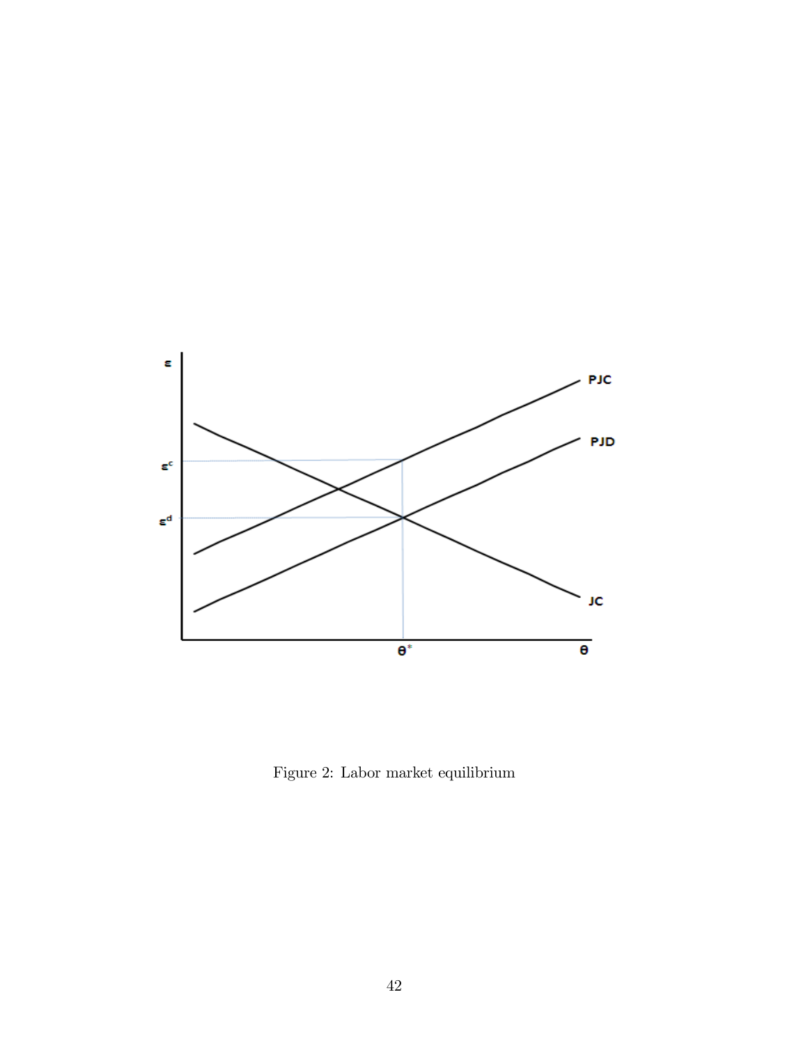Figure 2: Labor market equilibrium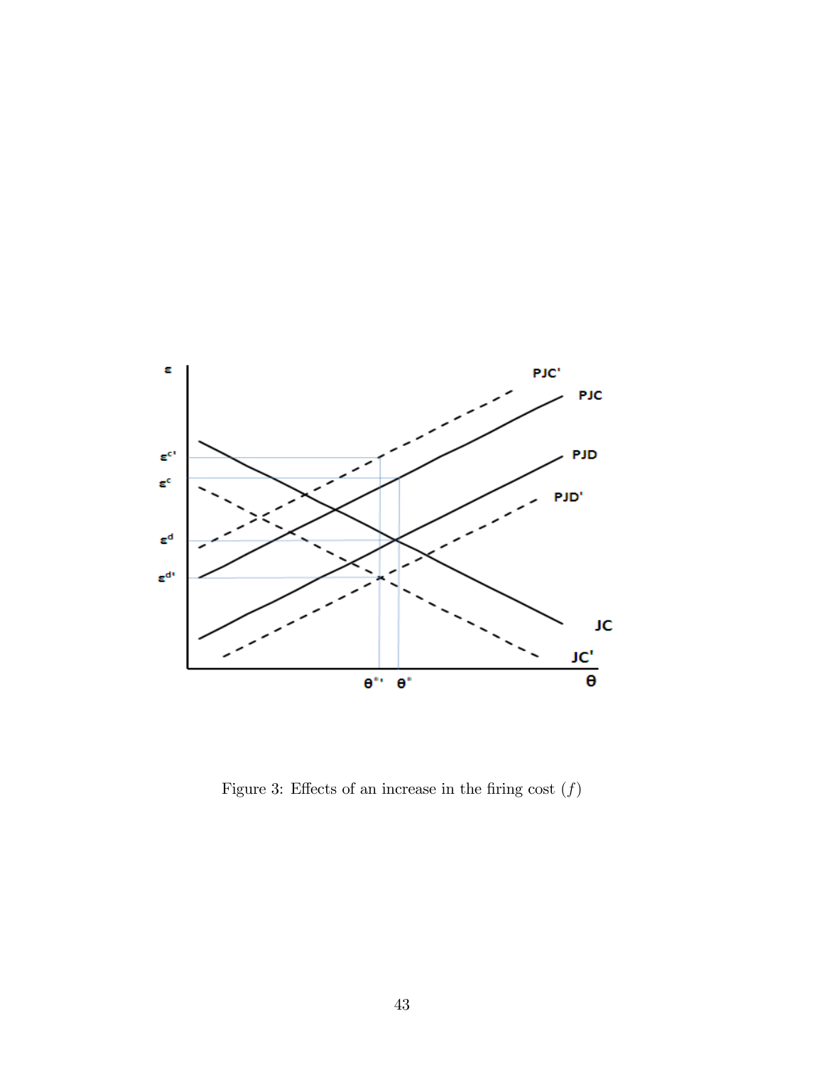Figure 3: Effects of an increase in the firing cost $(f)$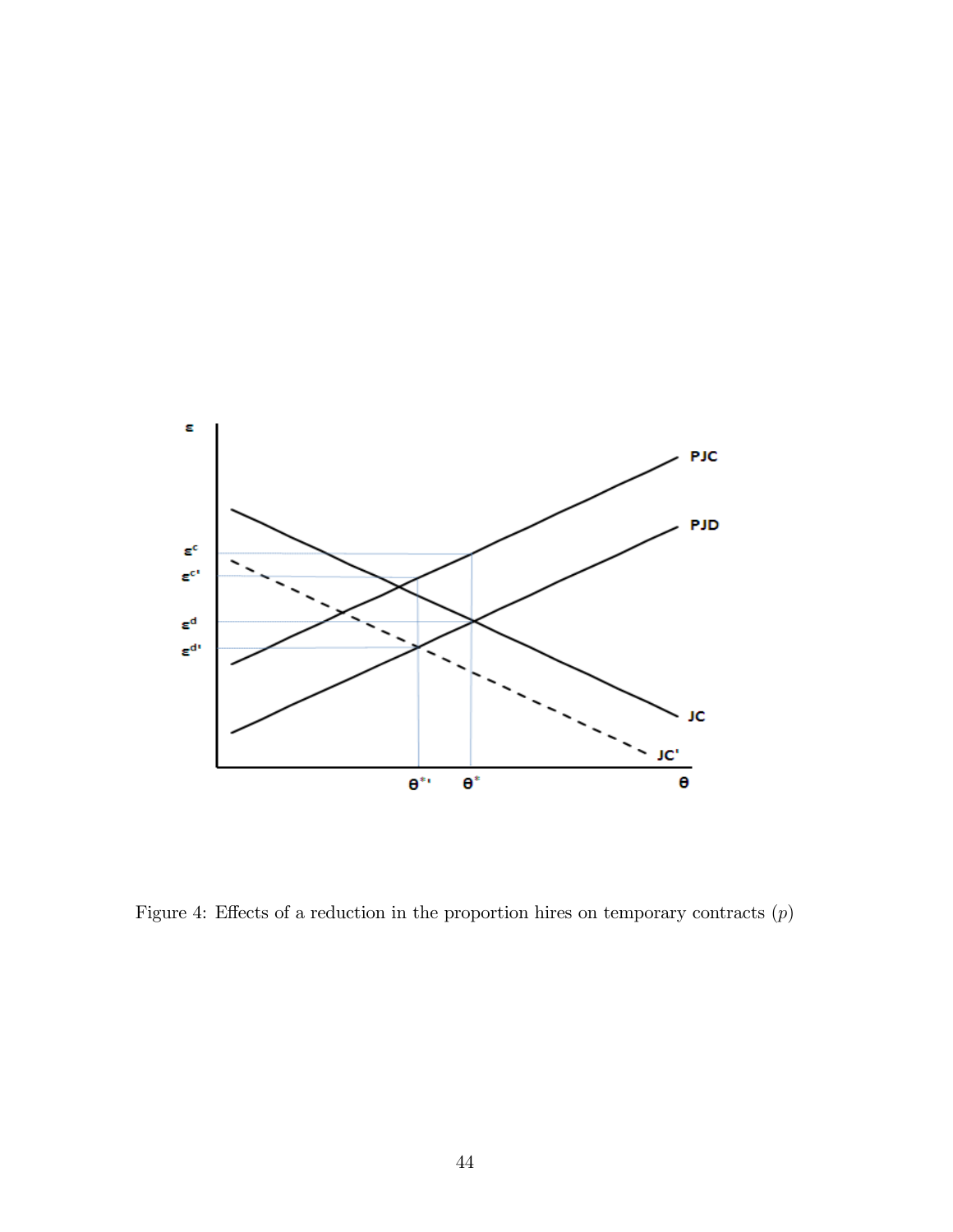Figure 4: Effects of a reduction in the proportion hires on temporary contracts ($p$)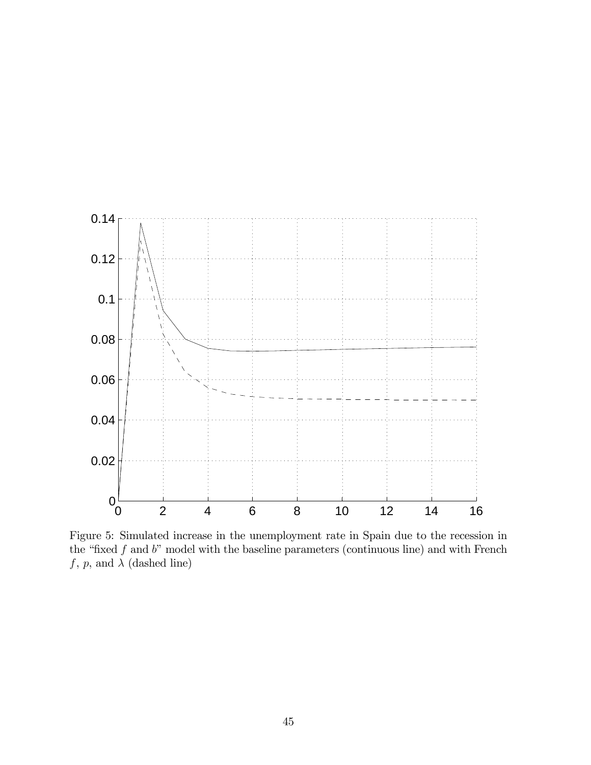0.14
0.12
0.1
0.08
0.06
0.04
0.02
0

0 2 4 6 8 10 12 14 16

Figure 5: Simulated increase in the unemployment rate in Spain due to the recession in the "fixed $f$ and $b$" model with the baseline parameters (continuous line) and with French $f$, $p$, and $\lambda$ (dashed line)